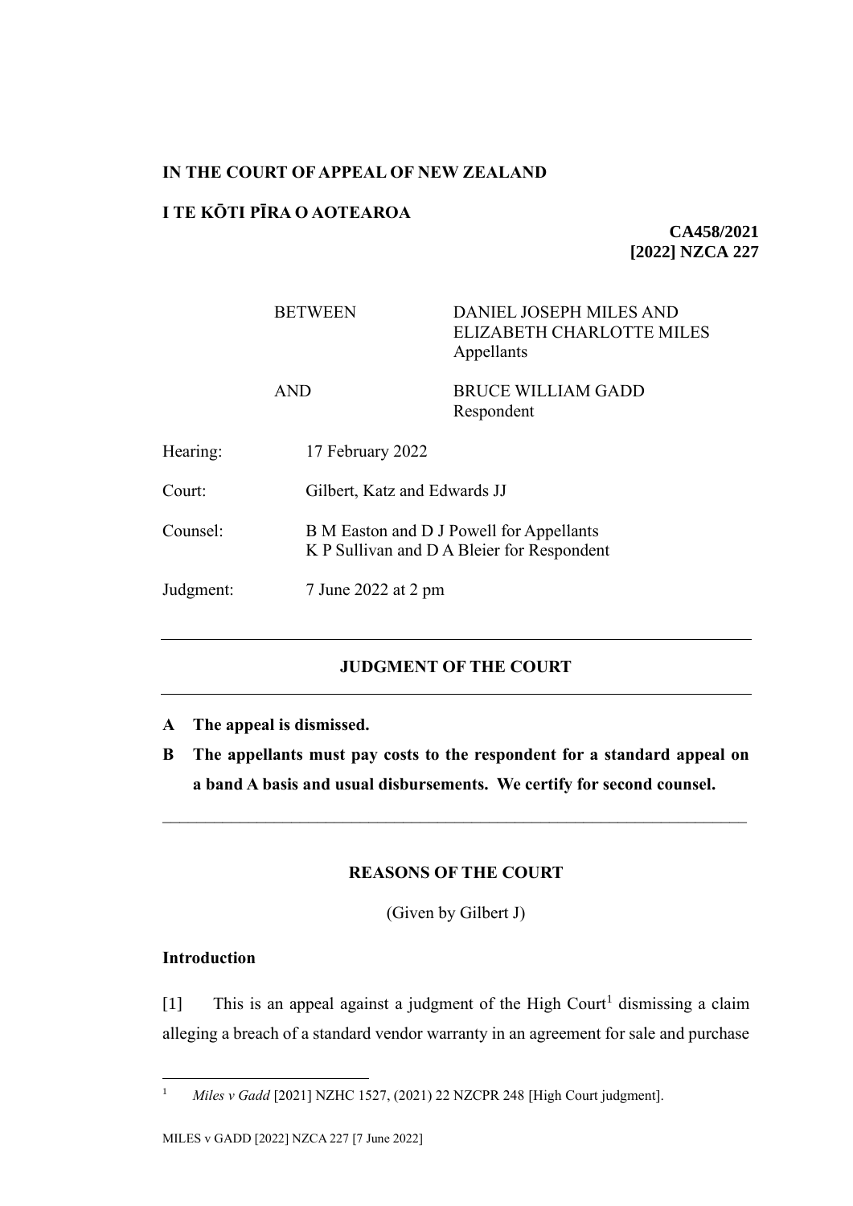**IN THE COURT OF APPEAL OF NEW ZEALAND**

**I TE KŌTI PĪRA O AOTEAROA**

**CA458/2021**
**[2022] NZCA 227**

| | | |
|---|---|---|
| BETWEEN | | DANIEL JOSEPH MILES AND ELIZABETH CHARLOTTE MILES<br>Appellants |
| AND | | BRUCE WILLIAM GADD<br>Respondent |

Hearing: 17 February 2022

Court: Gilbert, Katz and Edwards JJ

Counsel: B M Easton and D J Powell for Appellants
K P Sullivan and D A Bleier for Respondent

Judgment: 7 June 2022 at 2 pm

---

## JUDGMENT OF THE COURT

---

**A The appeal is dismissed.**

**B The appellants must pay costs to the respondent for a standard appeal on a band A basis and usual disbursements. We certify for second counsel.**

---

## REASONS OF THE COURT

(Given by Gilbert J)

### Introduction

[1] This is an appeal against a judgment of the High Court[1] dismissing a claim alleging a breach of a standard vendor warranty in an agreement for sale and purchase

---

[1] *Miles v Gadd* [2021] NZHC 1527, (2021) 22 NZCPR 248 [High Court judgment].

MILES v GADD [2022] NZCA 227 [7 June 2022]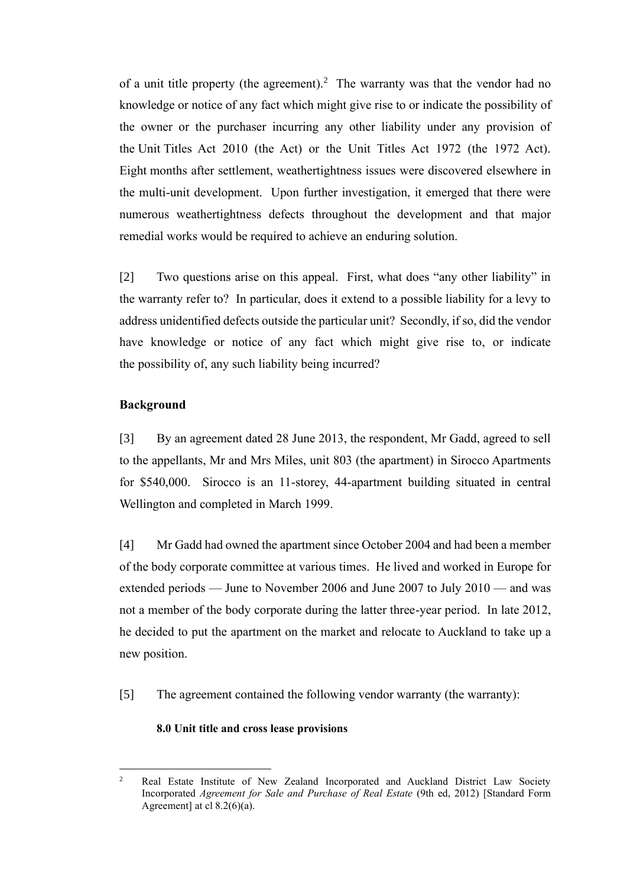of a unit title property (the agreement).[2] The warranty was that the vendor had no knowledge or notice of any fact which might give rise to or indicate the possibility of the owner or the purchaser incurring any other liability under any provision of the Unit Titles Act 2010 (the Act) or the Unit Titles Act 1972 (the 1972 Act). Eight months after settlement, weathertightness issues were discovered elsewhere in the multi-unit development. Upon further investigation, it emerged that there were numerous weathertightness defects throughout the development and that major remedial works would be required to achieve an enduring solution.

[2] Two questions arise on this appeal. First, what does "any other liability" in the warranty refer to? In particular, does it extend to a possible liability for a levy to address unidentified defects outside the particular unit? Secondly, if so, did the vendor have knowledge or notice of any fact which might give rise to, or indicate the possibility of, any such liability being incurred?

**Background**

[3] By an agreement dated 28 June 2013, the respondent, Mr Gadd, agreed to sell to the appellants, Mr and Mrs Miles, unit 803 (the apartment) in Sirocco Apartments for $540,000. Sirocco is an 11-storey, 44-apartment building situated in central Wellington and completed in March 1999.

[4] Mr Gadd had owned the apartment since October 2004 and had been a member of the body corporate committee at various times. He lived and worked in Europe for extended periods — June to November 2006 and June 2007 to July 2010 — and was not a member of the body corporate during the latter three-year period. In late 2012, he decided to put the apartment on the market and relocate to Auckland to take up a new position.

[5] The agreement contained the following vendor warranty (the warranty):

> **8.0 Unit title and cross lease provisions**

---

[2] Real Estate Institute of New Zealand Incorporated and Auckland District Law Society Incorporated *Agreement for Sale and Purchase of Real Estate* (9th ed, 2012) [Standard Form Agreement] at cl 8.2(6)(a).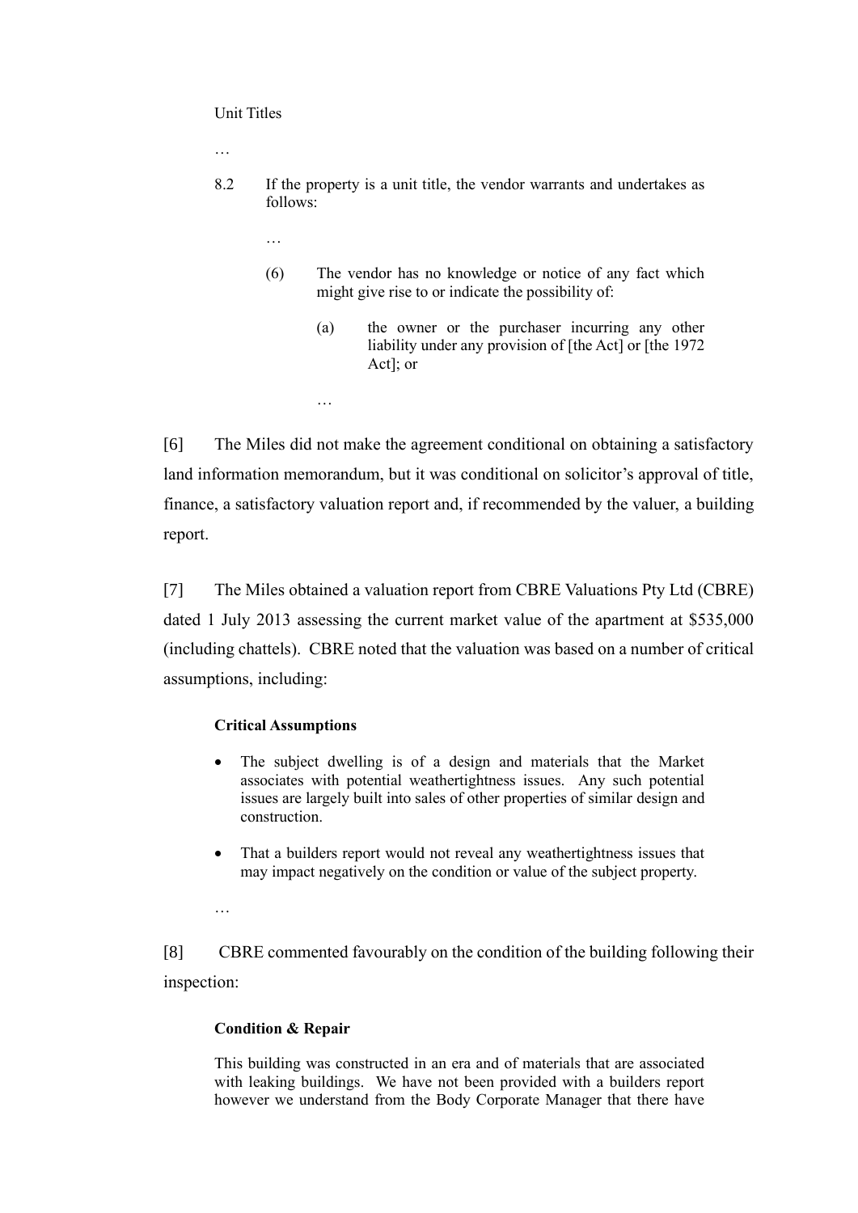Unit Titles

…

8.2 If the property is a unit title, the vendor warrants and undertakes as follows:

…

(6) The vendor has no knowledge or notice of any fact which might give rise to or indicate the possibility of:

(a) the owner or the purchaser incurring any other liability under any provision of [the Act] or [the 1972 Act]; or

…

[6] The Miles did not make the agreement conditional on obtaining a satisfactory land information memorandum, but it was conditional on solicitor's approval of title, finance, a satisfactory valuation report and, if recommended by the valuer, a building report.

[7] The Miles obtained a valuation report from CBRE Valuations Pty Ltd (CBRE) dated 1 July 2013 assessing the current market value of the apartment at $535,000 (including chattels). CBRE noted that the valuation was based on a number of critical assumptions, including:

**Critical Assumptions**

- The subject dwelling is of a design and materials that the Market associates with potential weathertightness issues. Any such potential issues are largely built into sales of other properties of similar design and construction.
- That a builders report would not reveal any weathertightness issues that may impact negatively on the condition or value of the subject property.

…

[8] CBRE commented favourably on the condition of the building following their inspection:

**Condition & Repair**

This building was constructed in an era and of materials that are associated with leaking buildings. We have not been provided with a builders report however we understand from the Body Corporate Manager that there have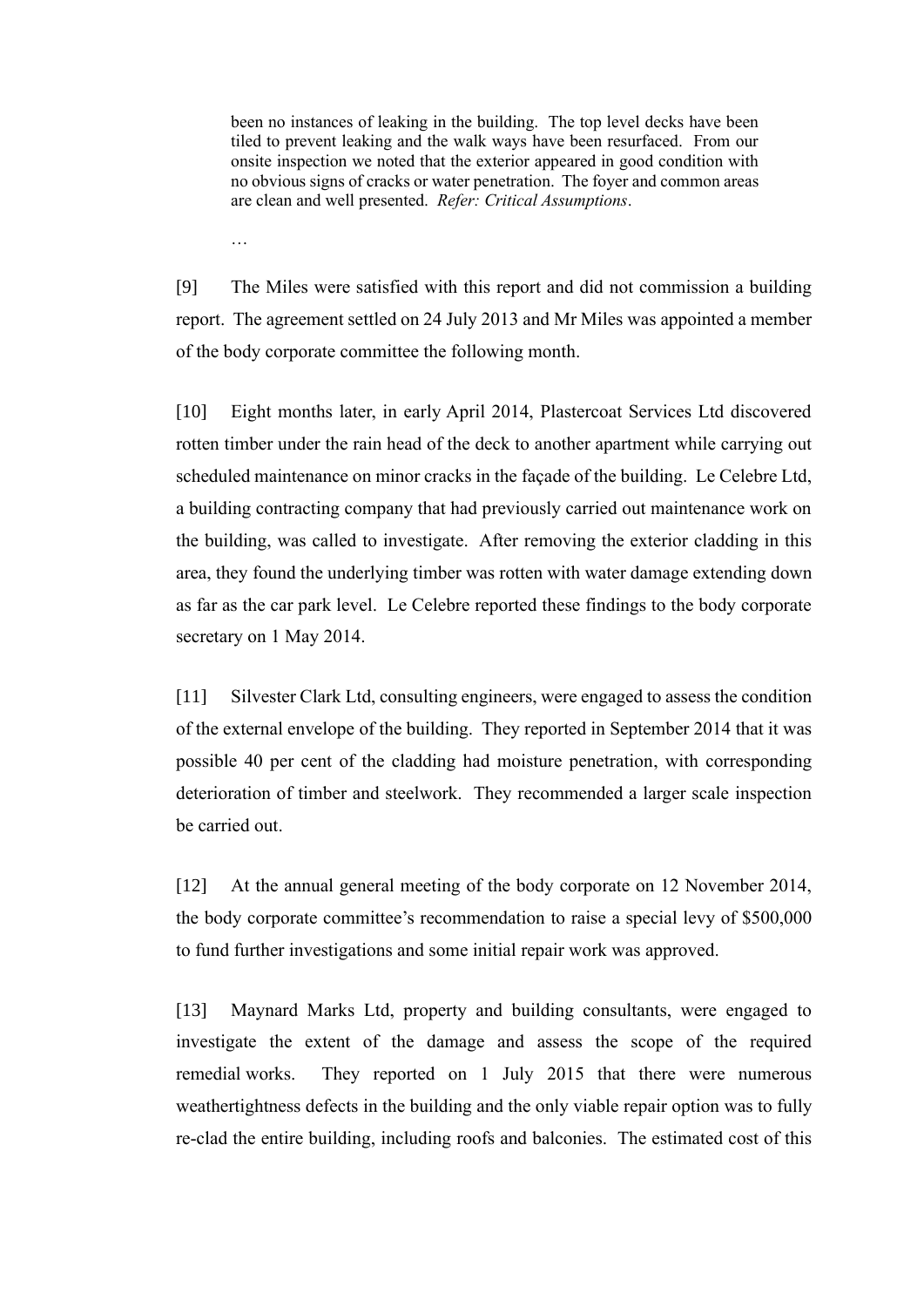> been no instances of leaking in the building. The top level decks have been tiled to prevent leaking and the walk ways have been resurfaced. From our onsite inspection we noted that the exterior appeared in good condition with no obvious signs of cracks or water penetration. The foyer and common areas are clean and well presented. *Refer: Critical Assumptions*.
>
> …

[9] The Miles were satisfied with this report and did not commission a building report. The agreement settled on 24 July 2013 and Mr Miles was appointed a member of the body corporate committee the following month.

[10] Eight months later, in early April 2014, Plastercoat Services Ltd discovered rotten timber under the rain head of the deck to another apartment while carrying out scheduled maintenance on minor cracks in the façade of the building. Le Celebre Ltd, a building contracting company that had previously carried out maintenance work on the building, was called to investigate. After removing the exterior cladding in this area, they found the underlying timber was rotten with water damage extending down as far as the car park level. Le Celebre reported these findings to the body corporate secretary on 1 May 2014.

[11] Silvester Clark Ltd, consulting engineers, were engaged to assess the condition of the external envelope of the building. They reported in September 2014 that it was possible 40 per cent of the cladding had moisture penetration, with corresponding deterioration of timber and steelwork. They recommended a larger scale inspection be carried out.

[12] At the annual general meeting of the body corporate on 12 November 2014, the body corporate committee's recommendation to raise a special levy of $500,000 to fund further investigations and some initial repair work was approved.

[13] Maynard Marks Ltd, property and building consultants, were engaged to investigate the extent of the damage and assess the scope of the required remedial works. They reported on 1 July 2015 that there were numerous weathertightness defects in the building and the only viable repair option was to fully re-clad the entire building, including roofs and balconies. The estimated cost of this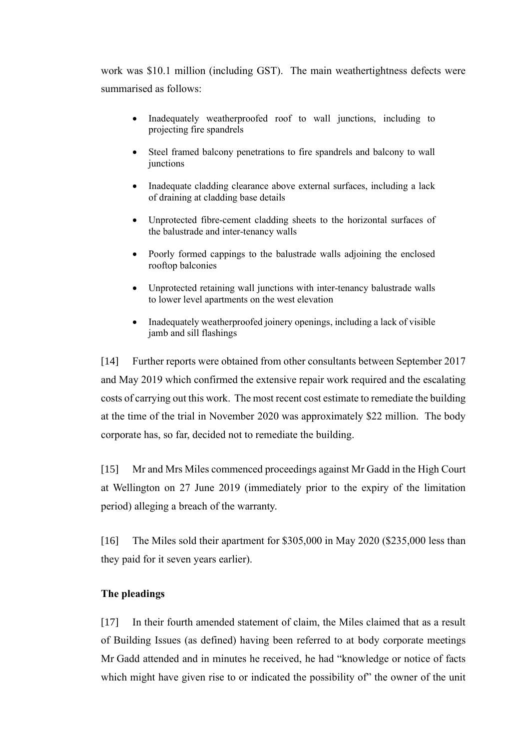work was $10.1 million (including GST). The main weathertightness defects were summarised as follows:

- Inadequately weatherproofed roof to wall junctions, including to projecting fire spandrels
- Steel framed balcony penetrations to fire spandrels and balcony to wall junctions
- Inadequate cladding clearance above external surfaces, including a lack of draining at cladding base details
- Unprotected fibre-cement cladding sheets to the horizontal surfaces of the balustrade and inter-tenancy walls
- Poorly formed cappings to the balustrade walls adjoining the enclosed rooftop balconies
- Unprotected retaining wall junctions with inter-tenancy balustrade walls to lower level apartments on the west elevation
- Inadequately weatherproofed joinery openings, including a lack of visible jamb and sill flashings

[14] Further reports were obtained from other consultants between September 2017 and May 2019 which confirmed the extensive repair work required and the escalating costs of carrying out this work. The most recent cost estimate to remediate the building at the time of the trial in November 2020 was approximately $22 million. The body corporate has, so far, decided not to remediate the building.

[15] Mr and Mrs Miles commenced proceedings against Mr Gadd in the High Court at Wellington on 27 June 2019 (immediately prior to the expiry of the limitation period) alleging a breach of the warranty.

[16] The Miles sold their apartment for $305,000 in May 2020 ($235,000 less than they paid for it seven years earlier).

**The pleadings**

[17] In their fourth amended statement of claim, the Miles claimed that as a result of Building Issues (as defined) having been referred to at body corporate meetings Mr Gadd attended and in minutes he received, he had "knowledge or notice of facts which might have given rise to or indicated the possibility of" the owner of the unit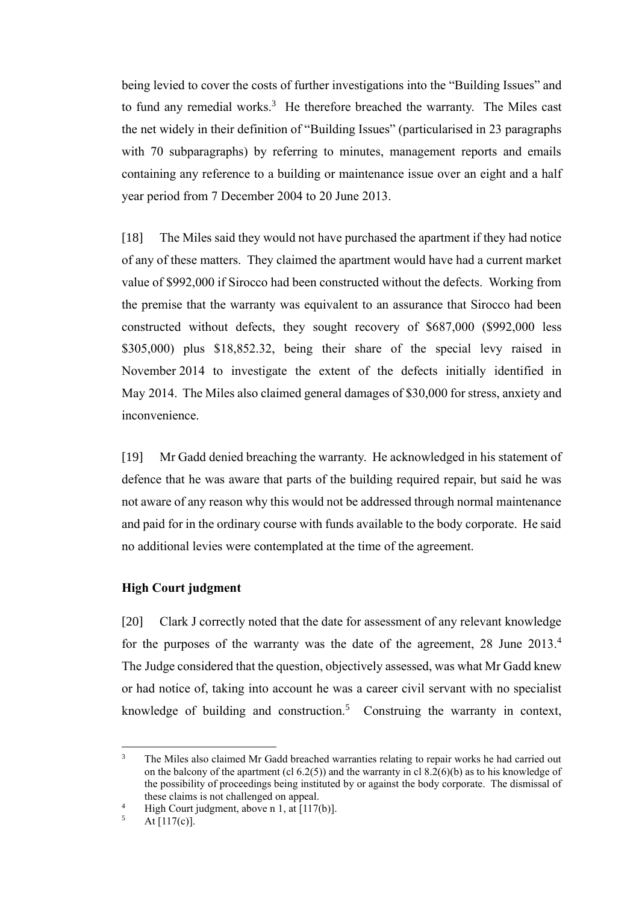being levied to cover the costs of further investigations into the "Building Issues" and to fund any remedial works.[3] He therefore breached the warranty. The Miles cast the net widely in their definition of "Building Issues" (particularised in 23 paragraphs with 70 subparagraphs) by referring to minutes, management reports and emails containing any reference to a building or maintenance issue over an eight and a half year period from 7 December 2004 to 20 June 2013.

[18] The Miles said they would not have purchased the apartment if they had notice of any of these matters. They claimed the apartment would have had a current market value of $992,000 if Sirocco had been constructed without the defects. Working from the premise that the warranty was equivalent to an assurance that Sirocco had been constructed without defects, they sought recovery of $687,000 ($992,000 less $305,000) plus $18,852.32, being their share of the special levy raised in November 2014 to investigate the extent of the defects initially identified in May 2014. The Miles also claimed general damages of $30,000 for stress, anxiety and inconvenience.

[19] Mr Gadd denied breaching the warranty. He acknowledged in his statement of defence that he was aware that parts of the building required repair, but said he was not aware of any reason why this would not be addressed through normal maintenance and paid for in the ordinary course with funds available to the body corporate. He said no additional levies were contemplated at the time of the agreement.

### High Court judgment

[20] Clark J correctly noted that the date for assessment of any relevant knowledge for the purposes of the warranty was the date of the agreement, 28 June 2013.[4] The Judge considered that the question, objectively assessed, was what Mr Gadd knew or had notice of, taking into account he was a career civil servant with no specialist knowledge of building and construction.[5] Construing the warranty in context,

---

[3] The Miles also claimed Mr Gadd breached warranties relating to repair works he had carried out on the balcony of the apartment (cl 6.2(5)) and the warranty in cl 8.2(6)(b) as to his knowledge of the possibility of proceedings being instituted by or against the body corporate. The dismissal of these claims is not challenged on appeal.

[4] High Court judgment, above n 1, at [117(b)].

[5] At [117(c)].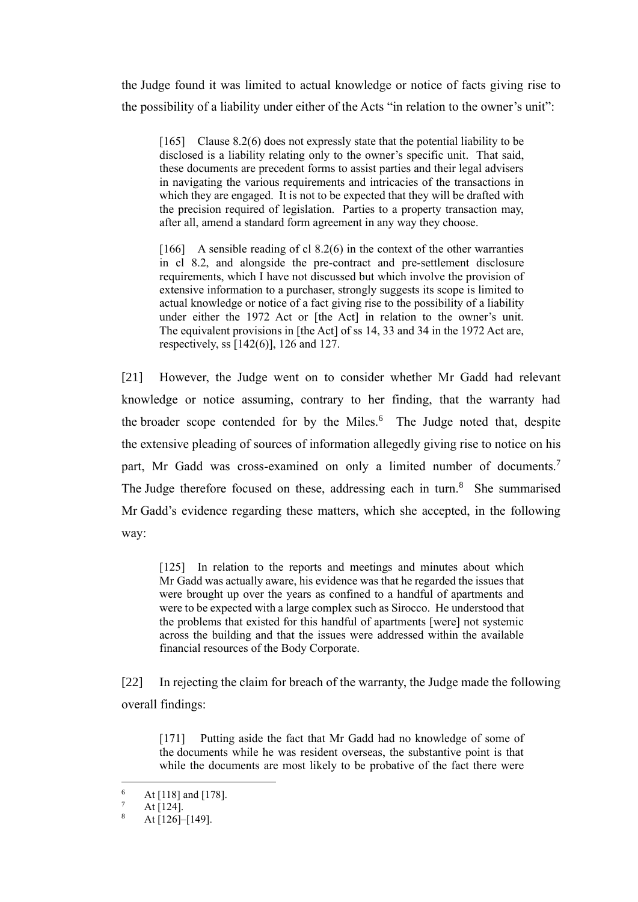the Judge found it was limited to actual knowledge or notice of facts giving rise to the possibility of a liability under either of the Acts "in relation to the owner's unit":

> [165] Clause 8.2(6) does not expressly state that the potential liability to be disclosed is a liability relating only to the owner's specific unit. That said, these documents are precedent forms to assist parties and their legal advisers in navigating the various requirements and intricacies of the transactions in which they are engaged. It is not to be expected that they will be drafted with the precision required of legislation. Parties to a property transaction may, after all, amend a standard form agreement in any way they choose.
>
> [166] A sensible reading of cl 8.2(6) in the context of the other warranties in cl 8.2, and alongside the pre-contract and pre-settlement disclosure requirements, which I have not discussed but which involve the provision of extensive information to a purchaser, strongly suggests its scope is limited to actual knowledge or notice of a fact giving rise to the possibility of a liability under either the 1972 Act or [the Act] in relation to the owner's unit. The equivalent provisions in [the Act] of ss 14, 33 and 34 in the 1972 Act are, respectively, ss [142(6)], 126 and 127.

[21] However, the Judge went on to consider whether Mr Gadd had relevant knowledge or notice assuming, contrary to her finding, that the warranty had the broader scope contended for by the Miles.[6] The Judge noted that, despite the extensive pleading of sources of information allegedly giving rise to notice on his part, Mr Gadd was cross-examined on only a limited number of documents.[7] The Judge therefore focused on these, addressing each in turn.[8] She summarised Mr Gadd's evidence regarding these matters, which she accepted, in the following way:

> [125] In relation to the reports and meetings and minutes about which Mr Gadd was actually aware, his evidence was that he regarded the issues that were brought up over the years as confined to a handful of apartments and were to be expected with a large complex such as Sirocco. He understood that the problems that existed for this handful of apartments [were] not systemic across the building and that the issues were addressed within the available financial resources of the Body Corporate.

[22] In rejecting the claim for breach of the warranty, the Judge made the following overall findings:

> [171] Putting aside the fact that Mr Gadd had no knowledge of some of the documents while he was resident overseas, the substantive point is that while the documents are most likely to be probative of the fact there were

---

[6] At [118] and [178].

[7] At [124].

[8] At [126]–[149].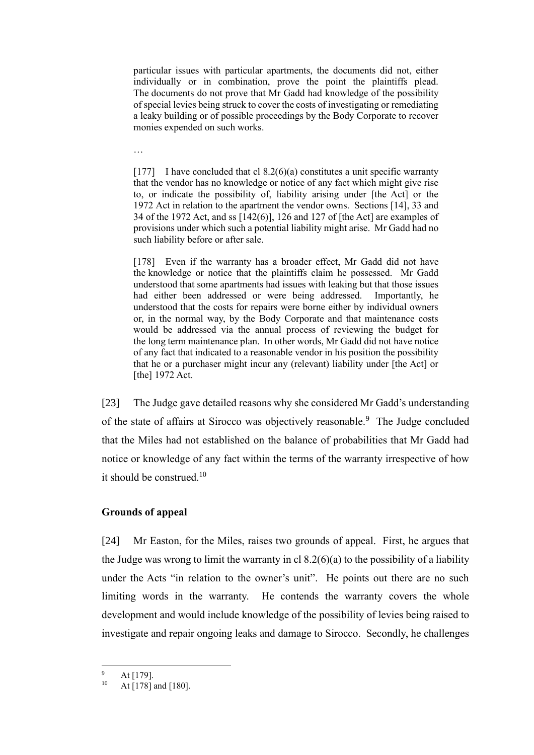> particular issues with particular apartments, the documents did not, either individually or in combination, prove the point the plaintiffs plead. The documents do not prove that Mr Gadd had knowledge of the possibility of special levies being struck to cover the costs of investigating or remediating a leaky building or of possible proceedings by the Body Corporate to recover monies expended on such works.
>
> …
>
> [177] I have concluded that cl 8.2(6)(a) constitutes a unit specific warranty that the vendor has no knowledge or notice of any fact which might give rise to, or indicate the possibility of, liability arising under [the Act] or the 1972 Act in relation to the apartment the vendor owns. Sections [14], 33 and 34 of the 1972 Act, and ss [142(6)], 126 and 127 of [the Act] are examples of provisions under which such a potential liability might arise. Mr Gadd had no such liability before or after sale.
>
> [178] Even if the warranty has a broader effect, Mr Gadd did not have the knowledge or notice that the plaintiffs claim he possessed. Mr Gadd understood that some apartments had issues with leaking but that those issues had either been addressed or were being addressed. Importantly, he understood that the costs for repairs were borne either by individual owners or, in the normal way, by the Body Corporate and that maintenance costs would be addressed via the annual process of reviewing the budget for the long term maintenance plan. In other words, Mr Gadd did not have notice of any fact that indicated to a reasonable vendor in his position the possibility that he or a purchaser might incur any (relevant) liability under [the Act] or [the] 1972 Act.

[23] The Judge gave detailed reasons why she considered Mr Gadd's understanding of the state of affairs at Sirocco was objectively reasonable.[9] The Judge concluded that the Miles had not established on the balance of probabilities that Mr Gadd had notice or knowledge of any fact within the terms of the warranty irrespective of how it should be construed.[10]

### Grounds of appeal

[24] Mr Easton, for the Miles, raises two grounds of appeal. First, he argues that the Judge was wrong to limit the warranty in cl 8.2(6)(a) to the possibility of a liability under the Acts "in relation to the owner's unit". He points out there are no such limiting words in the warranty. He contends the warranty covers the whole development and would include knowledge of the possibility of levies being raised to investigate and repair ongoing leaks and damage to Sirocco. Secondly, he challenges

---

[9] At [179].

[10] At [178] and [180].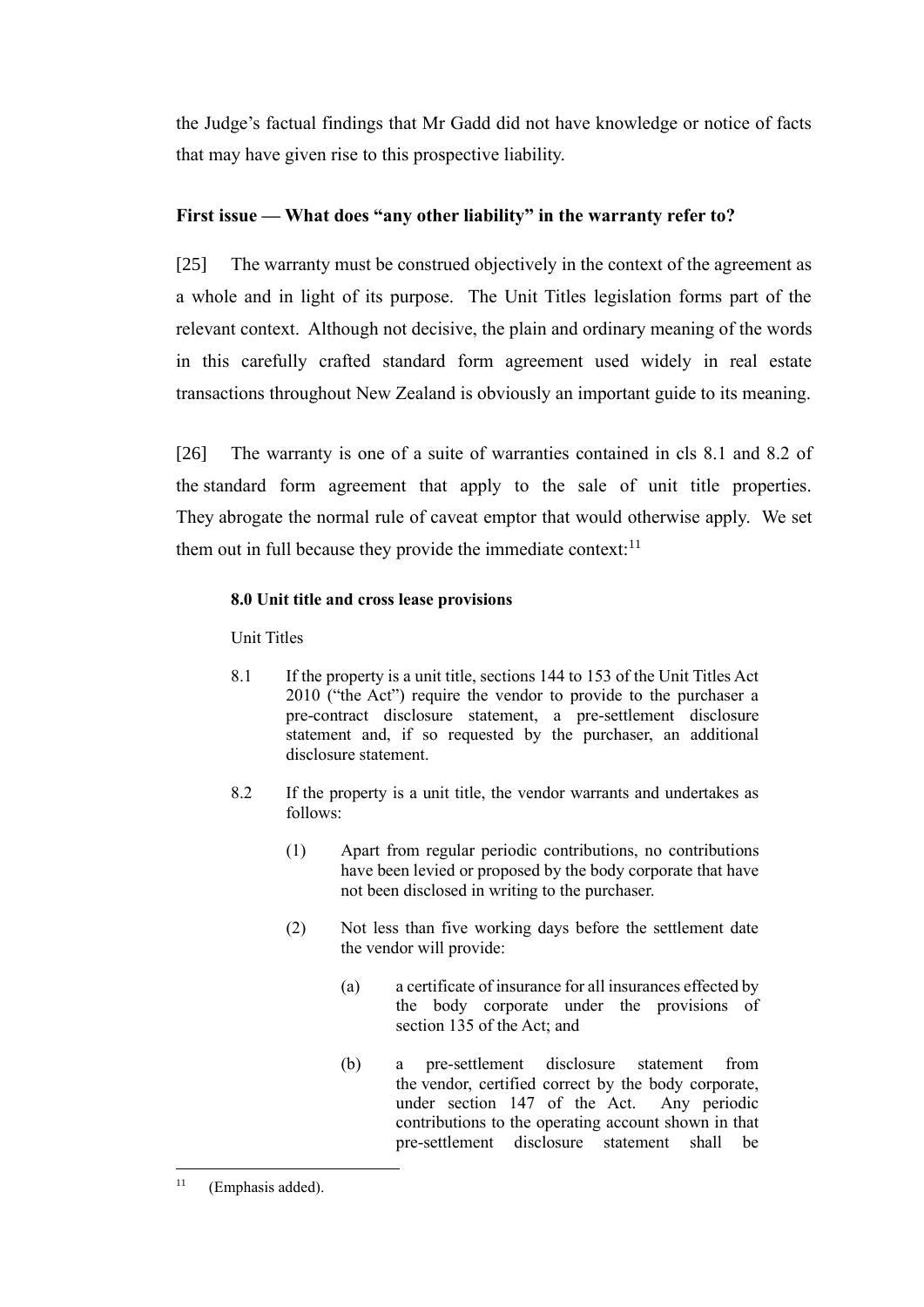the Judge's factual findings that Mr Gadd did not have knowledge or notice of facts that may have given rise to this prospective liability.

### First issue — What does "any other liability" in the warranty refer to?

[25] The warranty must be construed objectively in the context of the agreement as a whole and in light of its purpose. The Unit Titles legislation forms part of the relevant context. Although not decisive, the plain and ordinary meaning of the words in this carefully crafted standard form agreement used widely in real estate transactions throughout New Zealand is obviously an important guide to its meaning.

[26] The warranty is one of a suite of warranties contained in cls 8.1 and 8.2 of the standard form agreement that apply to the sale of unit title properties. They abrogate the normal rule of caveat emptor that would otherwise apply. We set them out in full because they provide the immediate context:[11]

> **8.0 Unit title and cross lease provisions**
>
> Unit Titles
>
> 8.1 If the property is a unit title, sections 144 to 153 of the Unit Titles Act 2010 ("the Act") require the vendor to provide to the purchaser a pre-contract disclosure statement, a pre-settlement disclosure statement and, if so requested by the purchaser, an additional disclosure statement.
>
> 8.2 If the property is a unit title, the vendor warrants and undertakes as follows:
>
> > (1) Apart from regular periodic contributions, no contributions have been levied or proposed by the body corporate that have not been disclosed in writing to the purchaser.
> >
> > (2) Not less than five working days before the settlement date the vendor will provide:
> >
> > > (a) a certificate of insurance for all insurances effected by the body corporate under the provisions of section 135 of the Act; and
> > >
> > > (b) a pre-settlement disclosure statement from the vendor, certified correct by the body corporate, under section 147 of the Act. Any periodic contributions to the operating account shown in that pre-settlement disclosure statement shall be

[11] (Emphasis added).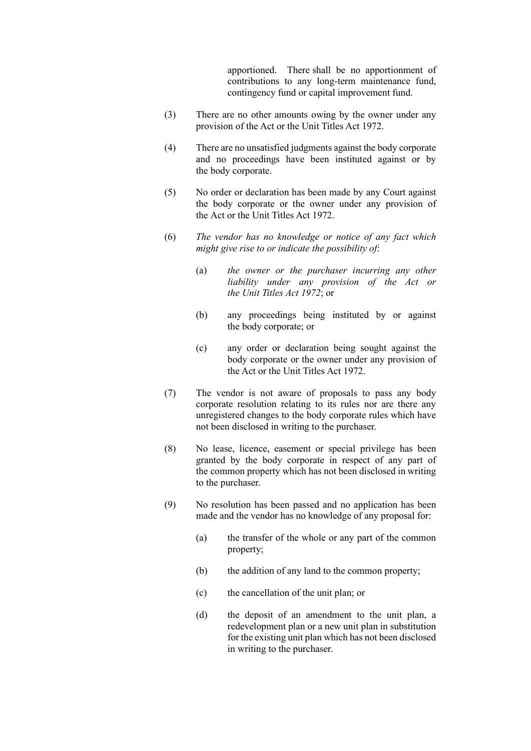apportioned. There shall be no apportionment of contributions to any long-term maintenance fund, contingency fund or capital improvement fund.

(3) There are no other amounts owing by the owner under any provision of the Act or the Unit Titles Act 1972.

(4) There are no unsatisfied judgments against the body corporate and no proceedings have been instituted against or by the body corporate.

(5) No order or declaration has been made by any Court against the body corporate or the owner under any provision of the Act or the Unit Titles Act 1972.

(6) *The vendor has no knowledge or notice of any fact which might give rise to or indicate the possibility of*:

  (a) *the owner or the purchaser incurring any other liability under any provision of the Act or the Unit Titles Act 1972*; or

  (b) any proceedings being instituted by or against the body corporate; or

  (c) any order or declaration being sought against the body corporate or the owner under any provision of the Act or the Unit Titles Act 1972.

(7) The vendor is not aware of proposals to pass any body corporate resolution relating to its rules nor are there any unregistered changes to the body corporate rules which have not been disclosed in writing to the purchaser.

(8) No lease, licence, easement or special privilege has been granted by the body corporate in respect of any part of the common property which has not been disclosed in writing to the purchaser.

(9) No resolution has been passed and no application has been made and the vendor has no knowledge of any proposal for:

  (a) the transfer of the whole or any part of the common property;

  (b) the addition of any land to the common property;

  (c) the cancellation of the unit plan; or

  (d) the deposit of an amendment to the unit plan, a redevelopment plan or a new unit plan in substitution for the existing unit plan which has not been disclosed in writing to the purchaser.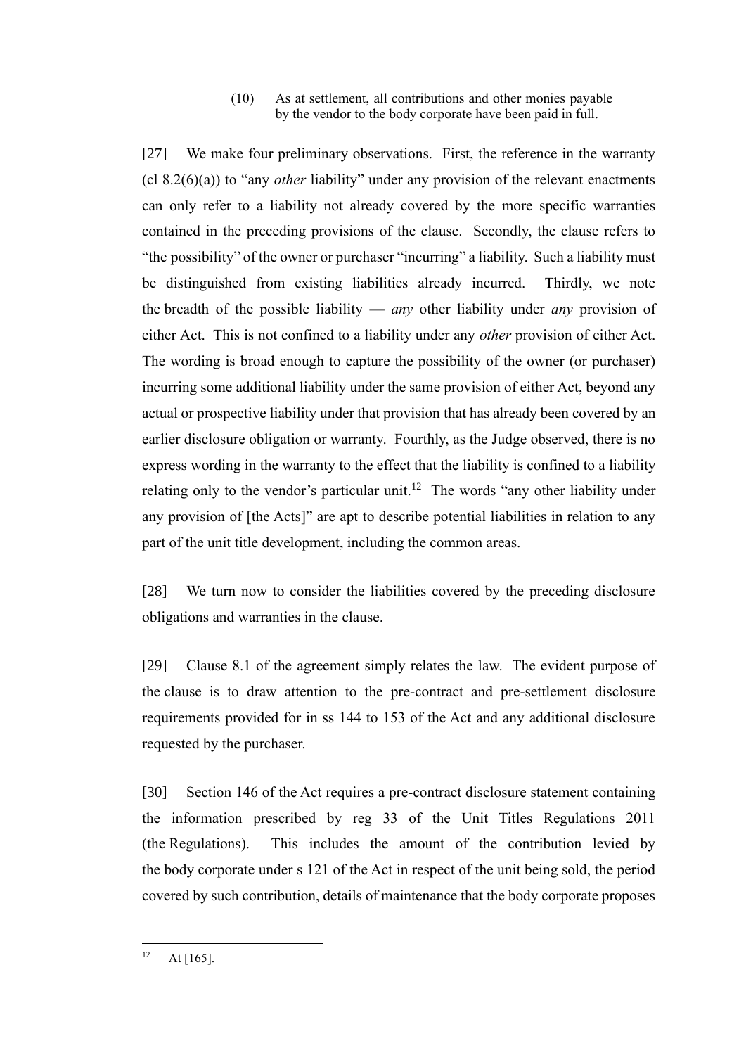(10) As at settlement, all contributions and other monies payable by the vendor to the body corporate have been paid in full.

[27] We make four preliminary observations. First, the reference in the warranty (cl 8.2(6)(a)) to "any *other* liability" under any provision of the relevant enactments can only refer to a liability not already covered by the more specific warranties contained in the preceding provisions of the clause. Secondly, the clause refers to "the possibility" of the owner or purchaser "incurring" a liability. Such a liability must be distinguished from existing liabilities already incurred. Thirdly, we note the breadth of the possible liability — *any* other liability under *any* provision of either Act. This is not confined to a liability under any *other* provision of either Act. The wording is broad enough to capture the possibility of the owner (or purchaser) incurring some additional liability under the same provision of either Act, beyond any actual or prospective liability under that provision that has already been covered by an earlier disclosure obligation or warranty. Fourthly, as the Judge observed, there is no express wording in the warranty to the effect that the liability is confined to a liability relating only to the vendor's particular unit.[12] The words "any other liability under any provision of [the Acts]" are apt to describe potential liabilities in relation to any part of the unit title development, including the common areas.

[28] We turn now to consider the liabilities covered by the preceding disclosure obligations and warranties in the clause.

[29] Clause 8.1 of the agreement simply relates the law. The evident purpose of the clause is to draw attention to the pre-contract and pre-settlement disclosure requirements provided for in ss 144 to 153 of the Act and any additional disclosure requested by the purchaser.

[30] Section 146 of the Act requires a pre-contract disclosure statement containing the information prescribed by reg 33 of the Unit Titles Regulations 2011 (the Regulations). This includes the amount of the contribution levied by the body corporate under s 121 of the Act in respect of the unit being sold, the period covered by such contribution, details of maintenance that the body corporate proposes

---

[12] At [165].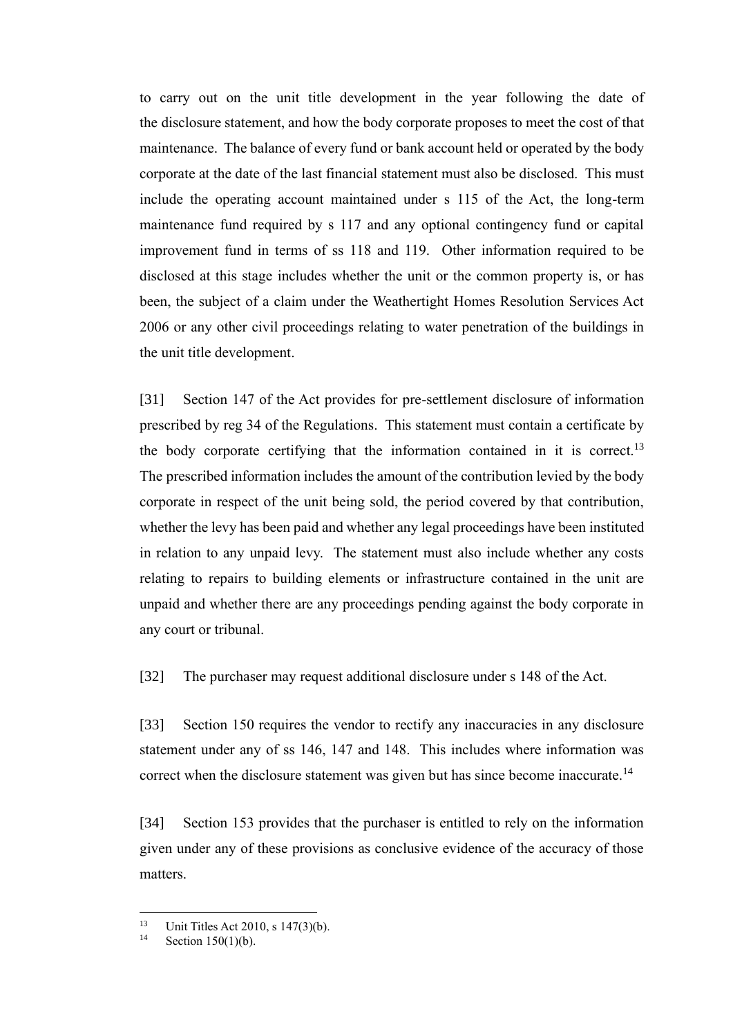to carry out on the unit title development in the year following the date of the disclosure statement, and how the body corporate proposes to meet the cost of that maintenance. The balance of every fund or bank account held or operated by the body corporate at the date of the last financial statement must also be disclosed. This must include the operating account maintained under s 115 of the Act, the long-term maintenance fund required by s 117 and any optional contingency fund or capital improvement fund in terms of ss 118 and 119. Other information required to be disclosed at this stage includes whether the unit or the common property is, or has been, the subject of a claim under the Weathertight Homes Resolution Services Act 2006 or any other civil proceedings relating to water penetration of the buildings in the unit title development.

[31] Section 147 of the Act provides for pre-settlement disclosure of information prescribed by reg 34 of the Regulations. This statement must contain a certificate by the body corporate certifying that the information contained in it is correct.[13] The prescribed information includes the amount of the contribution levied by the body corporate in respect of the unit being sold, the period covered by that contribution, whether the levy has been paid and whether any legal proceedings have been instituted in relation to any unpaid levy. The statement must also include whether any costs relating to repairs to building elements or infrastructure contained in the unit are unpaid and whether there are any proceedings pending against the body corporate in any court or tribunal.

[32] The purchaser may request additional disclosure under s 148 of the Act.

[33] Section 150 requires the vendor to rectify any inaccuracies in any disclosure statement under any of ss 146, 147 and 148. This includes where information was correct when the disclosure statement was given but has since become inaccurate.[14]

[34] Section 153 provides that the purchaser is entitled to rely on the information given under any of these provisions as conclusive evidence of the accuracy of those matters.

---

[13] Unit Titles Act 2010, s 147(3)(b).

[14] Section 150(1)(b).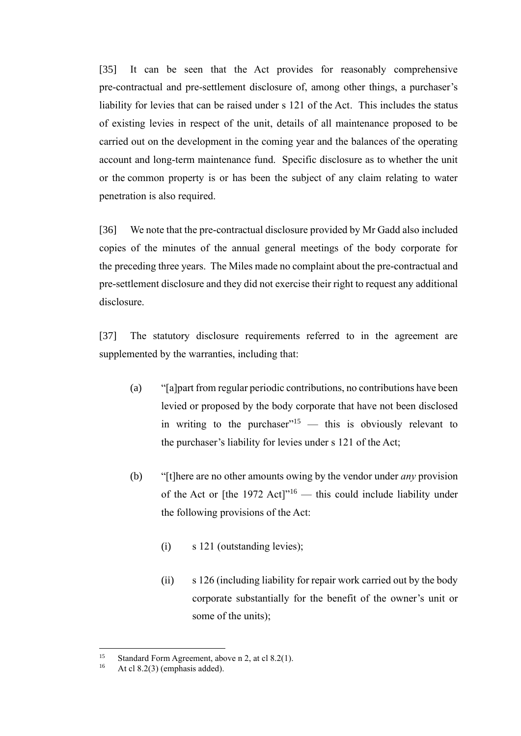[35] It can be seen that the Act provides for reasonably comprehensive pre-contractual and pre-settlement disclosure of, among other things, a purchaser's liability for levies that can be raised under s 121 of the Act. This includes the status of existing levies in respect of the unit, details of all maintenance proposed to be carried out on the development in the coming year and the balances of the operating account and long-term maintenance fund. Specific disclosure as to whether the unit or the common property is or has been the subject of any claim relating to water penetration is also required.

[36] We note that the pre-contractual disclosure provided by Mr Gadd also included copies of the minutes of the annual general meetings of the body corporate for the preceding three years. The Miles made no complaint about the pre-contractual and pre-settlement disclosure and they did not exercise their right to request any additional disclosure.

[37] The statutory disclosure requirements referred to in the agreement are supplemented by the warranties, including that:

(a) "[a]part from regular periodic contributions, no contributions have been levied or proposed by the body corporate that have not been disclosed in writing to the purchaser"[15] — this is obviously relevant to the purchaser's liability for levies under s 121 of the Act;

(b) "[t]here are no other amounts owing by the vendor under *any* provision of the Act or [the 1972 Act]"[16] — this could include liability under the following provisions of the Act:

   (i) s 121 (outstanding levies);

   (ii) s 126 (including liability for repair work carried out by the body corporate substantially for the benefit of the owner's unit or some of the units);

[15] Standard Form Agreement, above n 2, at cl 8.2(1).
[16] At cl 8.2(3) (emphasis added).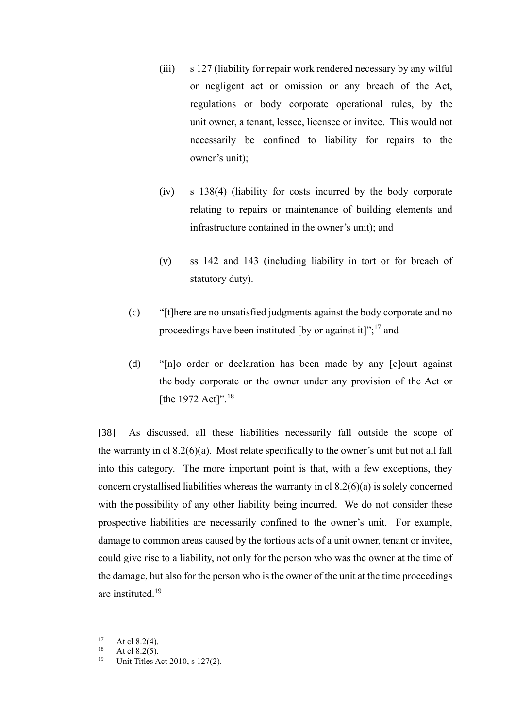(iii) s 127 (liability for repair work rendered necessary by any wilful or negligent act or omission or any breach of the Act, regulations or body corporate operational rules, by the unit owner, a tenant, lessee, licensee or invitee. This would not necessarily be confined to liability for repairs to the owner's unit);

(iv) s 138(4) (liability for costs incurred by the body corporate relating to repairs or maintenance of building elements and infrastructure contained in the owner's unit); and

(v) ss 142 and 143 (including liability in tort or for breach of statutory duty).

(c) "[t]here are no unsatisfied judgments against the body corporate and no proceedings have been instituted [by or against it]";[17] and

(d) "[n]o order or declaration has been made by any [c]ourt against the body corporate or the owner under any provision of the Act or [the 1972 Act]".[18]

[38] As discussed, all these liabilities necessarily fall outside the scope of the warranty in cl 8.2(6)(a). Most relate specifically to the owner's unit but not all fall into this category. The more important point is that, with a few exceptions, they concern crystallised liabilities whereas the warranty in cl 8.2(6)(a) is solely concerned with the possibility of any other liability being incurred. We do not consider these prospective liabilities are necessarily confined to the owner's unit. For example, damage to common areas caused by the tortious acts of a unit owner, tenant or invitee, could give rise to a liability, not only for the person who was the owner at the time of the damage, but also for the person who is the owner of the unit at the time proceedings are instituted.[19]

---

[17] At cl 8.2(4).
[18] At cl 8.2(5).
[19] Unit Titles Act 2010, s 127(2).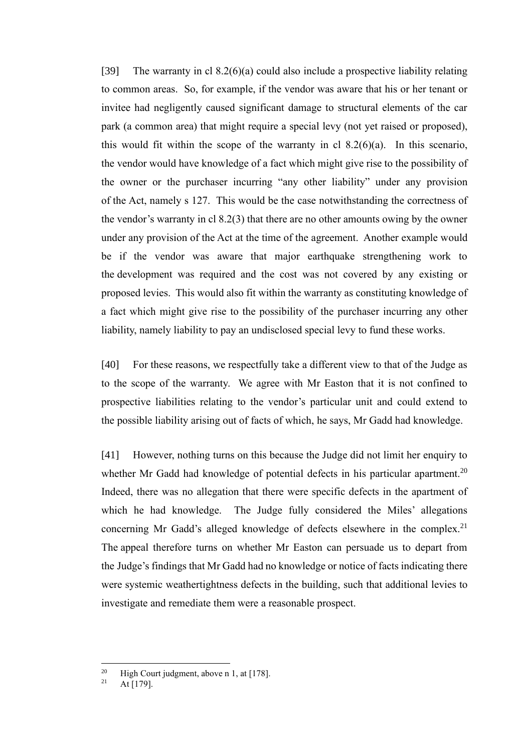[39] The warranty in cl 8.2(6)(a) could also include a prospective liability relating to common areas. So, for example, if the vendor was aware that his or her tenant or invitee had negligently caused significant damage to structural elements of the car park (a common area) that might require a special levy (not yet raised or proposed), this would fit within the scope of the warranty in cl 8.2(6)(a). In this scenario, the vendor would have knowledge of a fact which might give rise to the possibility of the owner or the purchaser incurring "any other liability" under any provision of the Act, namely s 127. This would be the case notwithstanding the correctness of the vendor's warranty in cl 8.2(3) that there are no other amounts owing by the owner under any provision of the Act at the time of the agreement. Another example would be if the vendor was aware that major earthquake strengthening work to the development was required and the cost was not covered by any existing or proposed levies. This would also fit within the warranty as constituting knowledge of a fact which might give rise to the possibility of the purchaser incurring any other liability, namely liability to pay an undisclosed special levy to fund these works.

[40] For these reasons, we respectfully take a different view to that of the Judge as to the scope of the warranty. We agree with Mr Easton that it is not confined to prospective liabilities relating to the vendor's particular unit and could extend to the possible liability arising out of facts of which, he says, Mr Gadd had knowledge.

[41] However, nothing turns on this because the Judge did not limit her enquiry to whether Mr Gadd had knowledge of potential defects in his particular apartment.[20] Indeed, there was no allegation that there were specific defects in the apartment of which he had knowledge. The Judge fully considered the Miles' allegations concerning Mr Gadd's alleged knowledge of defects elsewhere in the complex.[21] The appeal therefore turns on whether Mr Easton can persuade us to depart from the Judge's findings that Mr Gadd had no knowledge or notice of facts indicating there were systemic weathertightness defects in the building, such that additional levies to investigate and remediate them were a reasonable prospect.

[20] High Court judgment, above n 1, at [178].
[21] At [179].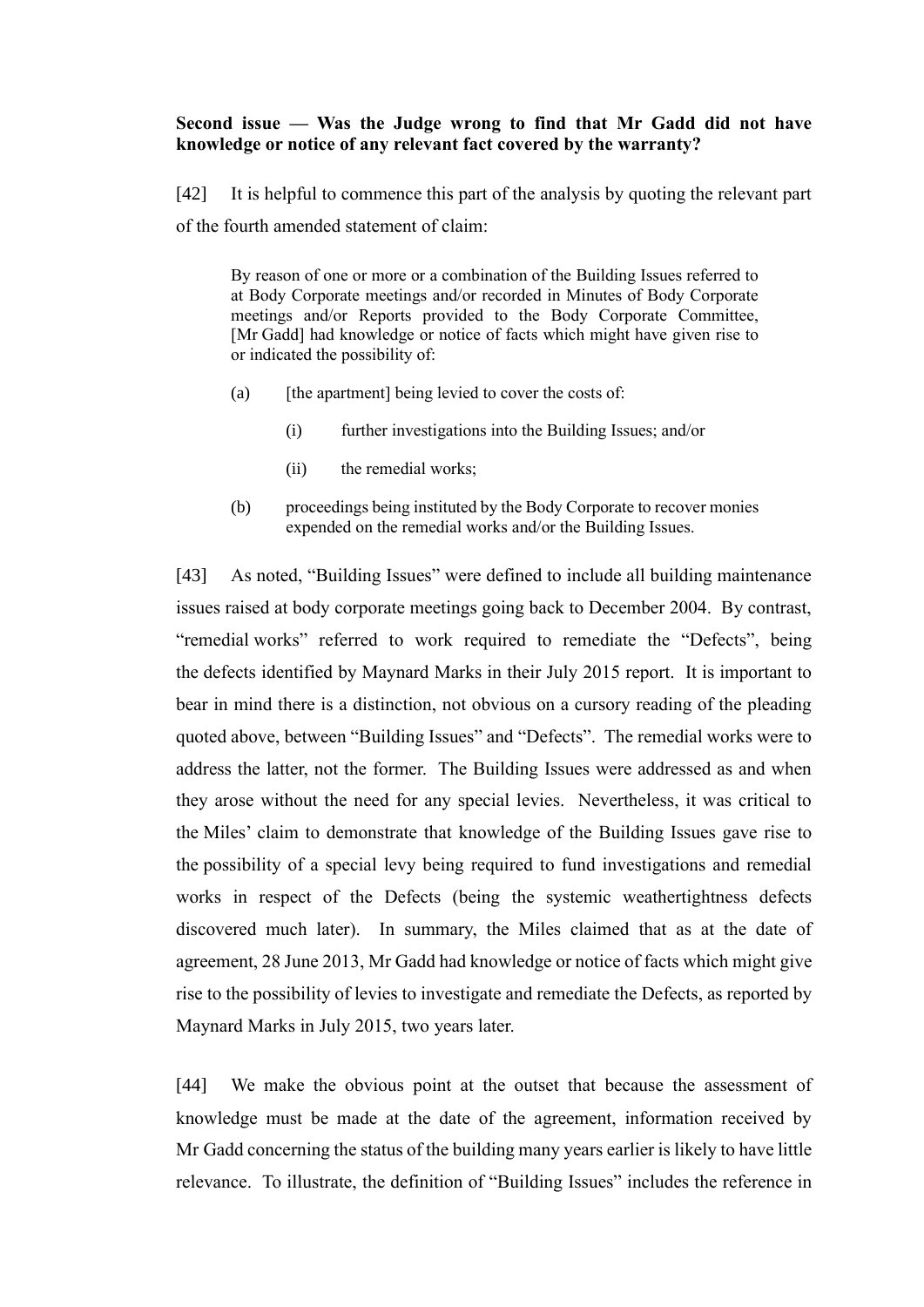**Second issue — Was the Judge wrong to find that Mr Gadd did not have knowledge or notice of any relevant fact covered by the warranty?**

[42] It is helpful to commence this part of the analysis by quoting the relevant part of the fourth amended statement of claim:

> By reason of one or more or a combination of the Building Issues referred to at Body Corporate meetings and/or recorded in Minutes of Body Corporate meetings and/or Reports provided to the Body Corporate Committee, [Mr Gadd] had knowledge or notice of facts which might have given rise to or indicated the possibility of:
>
> (a) [the apartment] being levied to cover the costs of:
>
> (i) further investigations into the Building Issues; and/or
>
> (ii) the remedial works;
>
> (b) proceedings being instituted by the Body Corporate to recover monies expended on the remedial works and/or the Building Issues.

[43] As noted, "Building Issues" were defined to include all building maintenance issues raised at body corporate meetings going back to December 2004. By contrast, "remedial works" referred to work required to remediate the "Defects", being the defects identified by Maynard Marks in their July 2015 report. It is important to bear in mind there is a distinction, not obvious on a cursory reading of the pleading quoted above, between "Building Issues" and "Defects". The remedial works were to address the latter, not the former. The Building Issues were addressed as and when they arose without the need for any special levies. Nevertheless, it was critical to the Miles' claim to demonstrate that knowledge of the Building Issues gave rise to the possibility of a special levy being required to fund investigations and remedial works in respect of the Defects (being the systemic weathertightness defects discovered much later). In summary, the Miles claimed that as at the date of agreement, 28 June 2013, Mr Gadd had knowledge or notice of facts which might give rise to the possibility of levies to investigate and remediate the Defects, as reported by Maynard Marks in July 2015, two years later.

[44] We make the obvious point at the outset that because the assessment of knowledge must be made at the date of the agreement, information received by Mr Gadd concerning the status of the building many years earlier is likely to have little relevance. To illustrate, the definition of "Building Issues" includes the reference in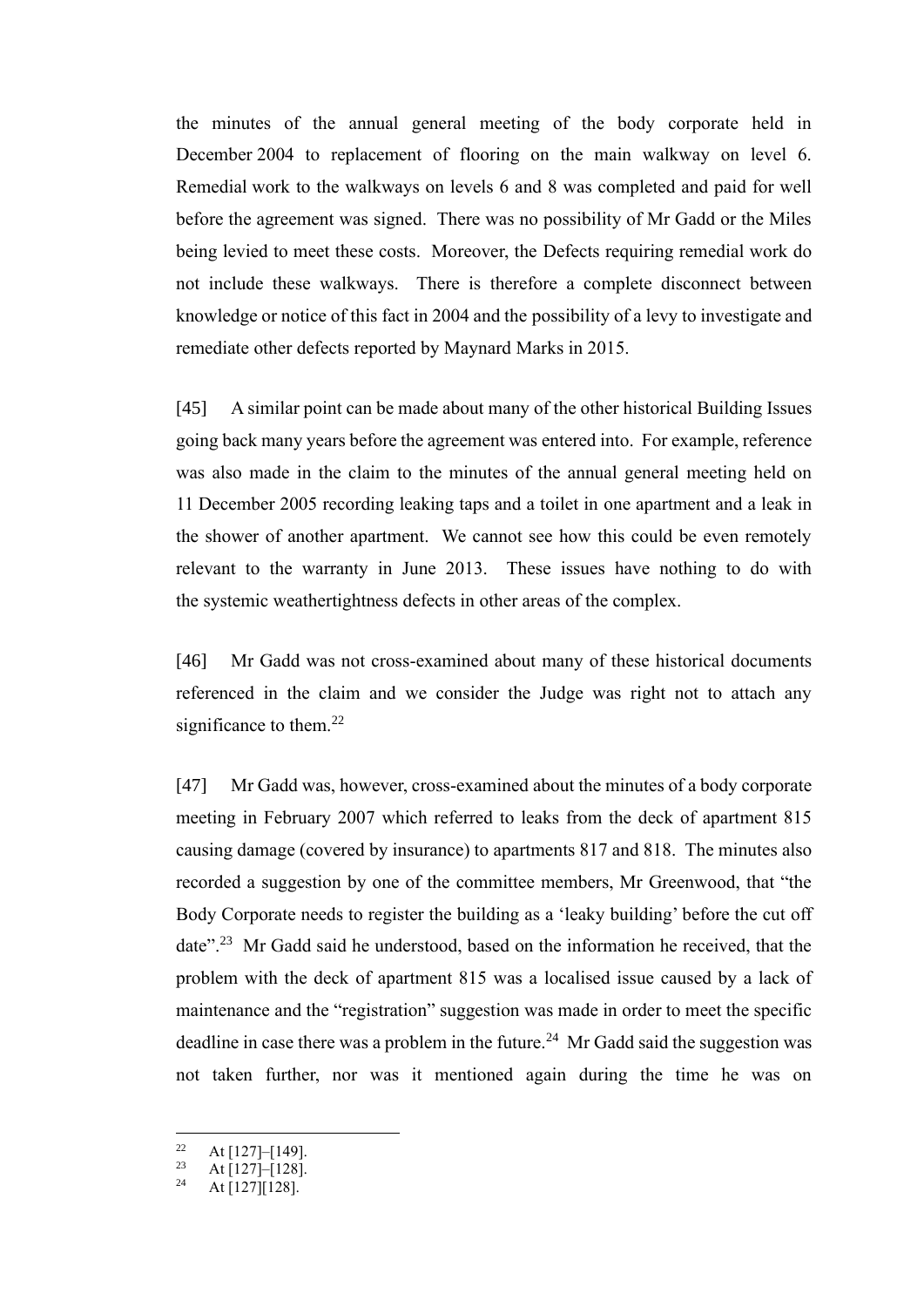the minutes of the annual general meeting of the body corporate held in December 2004 to replacement of flooring on the main walkway on level 6. Remedial work to the walkways on levels 6 and 8 was completed and paid for well before the agreement was signed. There was no possibility of Mr Gadd or the Miles being levied to meet these costs. Moreover, the Defects requiring remedial work do not include these walkways. There is therefore a complete disconnect between knowledge or notice of this fact in 2004 and the possibility of a levy to investigate and remediate other defects reported by Maynard Marks in 2015.

[45] A similar point can be made about many of the other historical Building Issues going back many years before the agreement was entered into. For example, reference was also made in the claim to the minutes of the annual general meeting held on 11 December 2005 recording leaking taps and a toilet in one apartment and a leak in the shower of another apartment. We cannot see how this could be even remotely relevant to the warranty in June 2013. These issues have nothing to do with the systemic weathertightness defects in other areas of the complex.

[46] Mr Gadd was not cross-examined about many of these historical documents referenced in the claim and we consider the Judge was right not to attach any significance to them.[22]

[47] Mr Gadd was, however, cross-examined about the minutes of a body corporate meeting in February 2007 which referred to leaks from the deck of apartment 815 causing damage (covered by insurance) to apartments 817 and 818. The minutes also recorded a suggestion by one of the committee members, Mr Greenwood, that "the Body Corporate needs to register the building as a 'leaky building' before the cut off date".[23] Mr Gadd said he understood, based on the information he received, that the problem with the deck of apartment 815 was a localised issue caused by a lack of maintenance and the "registration" suggestion was made in order to meet the specific deadline in case there was a problem in the future.[24] Mr Gadd said the suggestion was not taken further, nor was it mentioned again during the time he was on

---

[22] At [127]–[149].

[23] At [127]–[128].

[24] At [127][128].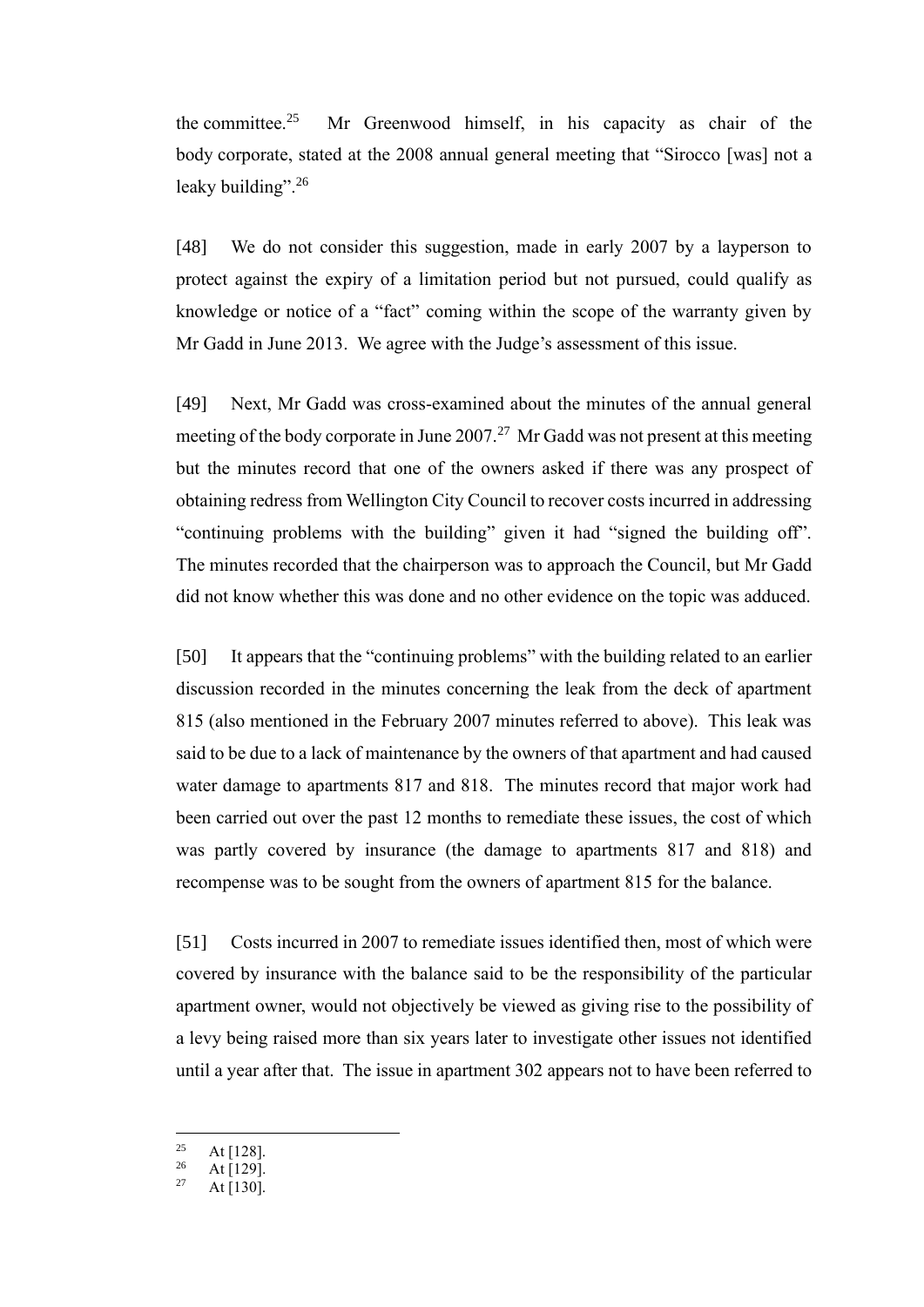the committee.[25] Mr Greenwood himself, in his capacity as chair of the body corporate, stated at the 2008 annual general meeting that "Sirocco [was] not a leaky building".[26]

[48] We do not consider this suggestion, made in early 2007 by a layperson to protect against the expiry of a limitation period but not pursued, could qualify as knowledge or notice of a "fact" coming within the scope of the warranty given by Mr Gadd in June 2013. We agree with the Judge's assessment of this issue.

[49] Next, Mr Gadd was cross-examined about the minutes of the annual general meeting of the body corporate in June 2007.[27] Mr Gadd was not present at this meeting but the minutes record that one of the owners asked if there was any prospect of obtaining redress from Wellington City Council to recover costs incurred in addressing "continuing problems with the building" given it had "signed the building off". The minutes recorded that the chairperson was to approach the Council, but Mr Gadd did not know whether this was done and no other evidence on the topic was adduced.

[50] It appears that the "continuing problems" with the building related to an earlier discussion recorded in the minutes concerning the leak from the deck of apartment 815 (also mentioned in the February 2007 minutes referred to above). This leak was said to be due to a lack of maintenance by the owners of that apartment and had caused water damage to apartments 817 and 818. The minutes record that major work had been carried out over the past 12 months to remediate these issues, the cost of which was partly covered by insurance (the damage to apartments 817 and 818) and recompense was to be sought from the owners of apartment 815 for the balance.

[51] Costs incurred in 2007 to remediate issues identified then, most of which were covered by insurance with the balance said to be the responsibility of the particular apartment owner, would not objectively be viewed as giving rise to the possibility of a levy being raised more than six years later to investigate other issues not identified until a year after that. The issue in apartment 302 appears not to have been referred to

---

[25] At [128].

[26] At [129].

[27] At [130].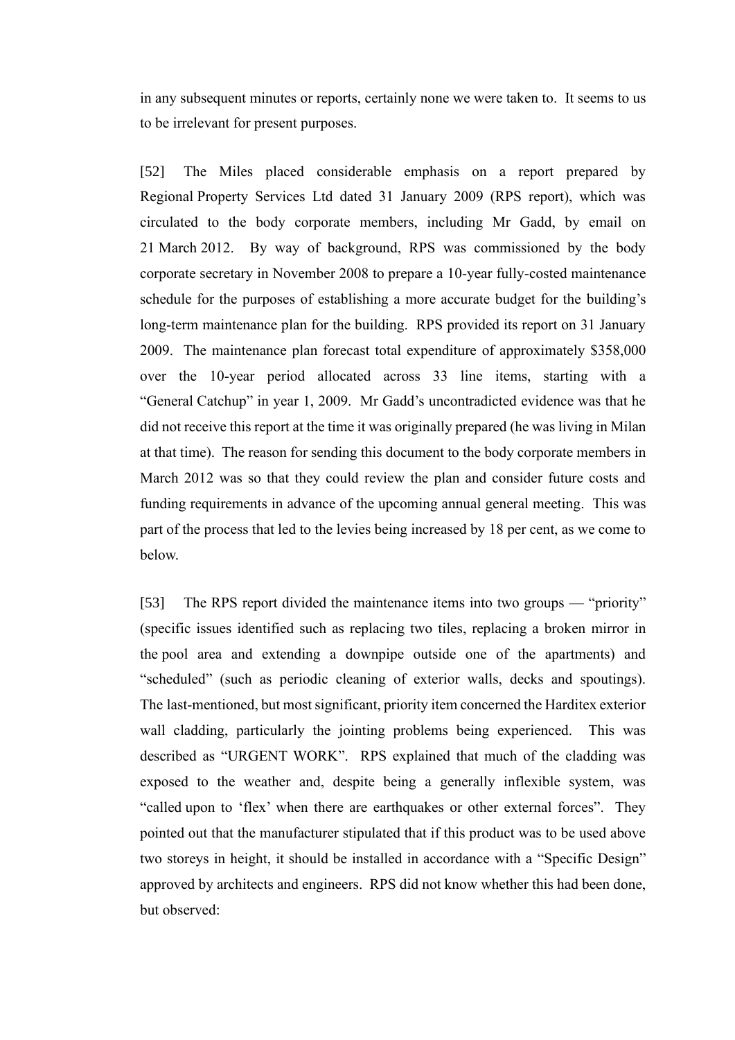in any subsequent minutes or reports, certainly none we were taken to. It seems to us to be irrelevant for present purposes.

[52] The Miles placed considerable emphasis on a report prepared by Regional Property Services Ltd dated 31 January 2009 (RPS report), which was circulated to the body corporate members, including Mr Gadd, by email on 21 March 2012. By way of background, RPS was commissioned by the body corporate secretary in November 2008 to prepare a 10-year fully-costed maintenance schedule for the purposes of establishing a more accurate budget for the building's long-term maintenance plan for the building. RPS provided its report on 31 January 2009. The maintenance plan forecast total expenditure of approximately $358,000 over the 10-year period allocated across 33 line items, starting with a "General Catchup" in year 1, 2009. Mr Gadd's uncontradicted evidence was that he did not receive this report at the time it was originally prepared (he was living in Milan at that time). The reason for sending this document to the body corporate members in March 2012 was so that they could review the plan and consider future costs and funding requirements in advance of the upcoming annual general meeting. This was part of the process that led to the levies being increased by 18 per cent, as we come to below.

[53] The RPS report divided the maintenance items into two groups — "priority" (specific issues identified such as replacing two tiles, replacing a broken mirror in the pool area and extending a downpipe outside one of the apartments) and "scheduled" (such as periodic cleaning of exterior walls, decks and spoutings). The last-mentioned, but most significant, priority item concerned the Harditex exterior wall cladding, particularly the jointing problems being experienced. This was described as "URGENT WORK". RPS explained that much of the cladding was exposed to the weather and, despite being a generally inflexible system, was "called upon to 'flex' when there are earthquakes or other external forces". They pointed out that the manufacturer stipulated that if this product was to be used above two storeys in height, it should be installed in accordance with a "Specific Design" approved by architects and engineers. RPS did not know whether this had been done, but observed: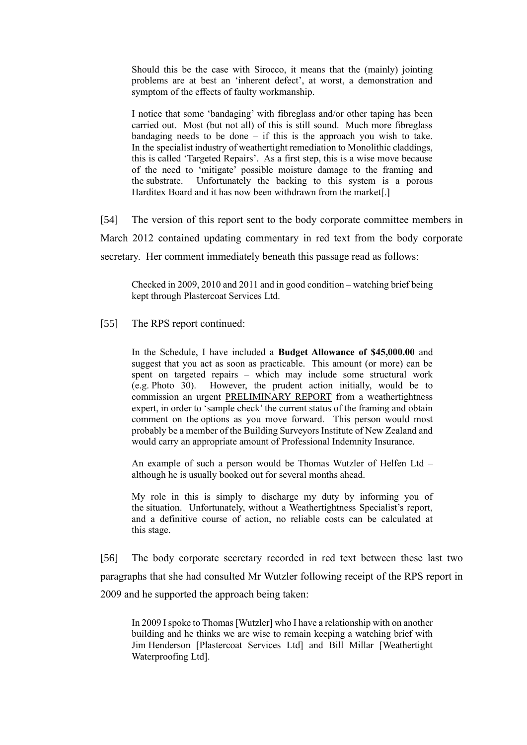> Should this be the case with Sirocco, it means that the (mainly) jointing problems are at best an 'inherent defect', at worst, a demonstration and symptom of the effects of faulty workmanship.
>
> I notice that some 'bandaging' with fibreglass and/or other taping has been carried out. Most (but not all) of this is still sound. Much more fibreglass bandaging needs to be done – if this is the approach you wish to take. In the specialist industry of weathertight remediation to Monolithic claddings, this is called 'Targeted Repairs'. As a first step, this is a wise move because of the need to 'mitigate' possible moisture damage to the framing and the substrate. Unfortunately the backing to this system is a porous Harditex Board and it has now been withdrawn from the market[.]

[54] The version of this report sent to the body corporate committee members in March 2012 contained updating commentary in red text from the body corporate secretary. Her comment immediately beneath this passage read as follows:

> Checked in 2009, 2010 and 2011 and in good condition – watching brief being kept through Plastercoat Services Ltd.

[55] The RPS report continued:

> In the Schedule, I have included a **Budget Allowance of $45,000.00** and suggest that you act as soon as practicable. This amount (or more) can be spent on targeted repairs – which may include some structural work (e.g. Photo 30). However, the prudent action initially, would be to commission an urgent <u>PRELIMINARY REPORT</u> from a weathertightness expert, in order to 'sample check' the current status of the framing and obtain comment on the options as you move forward. This person would most probably be a member of the Building Surveyors Institute of New Zealand and would carry an appropriate amount of Professional Indemnity Insurance.
>
> An example of such a person would be Thomas Wutzler of Helfen Ltd – although he is usually booked out for several months ahead.
>
> My role in this is simply to discharge my duty by informing you of the situation. Unfortunately, without a Weathertightness Specialist's report, and a definitive course of action, no reliable costs can be calculated at this stage.

[56] The body corporate secretary recorded in red text between these last two paragraphs that she had consulted Mr Wutzler following receipt of the RPS report in 2009 and he supported the approach being taken:

> In 2009 I spoke to Thomas [Wutzler] who I have a relationship with on another building and he thinks we are wise to remain keeping a watching brief with Jim Henderson [Plastercoat Services Ltd] and Bill Millar [Weathertight Waterproofing Ltd].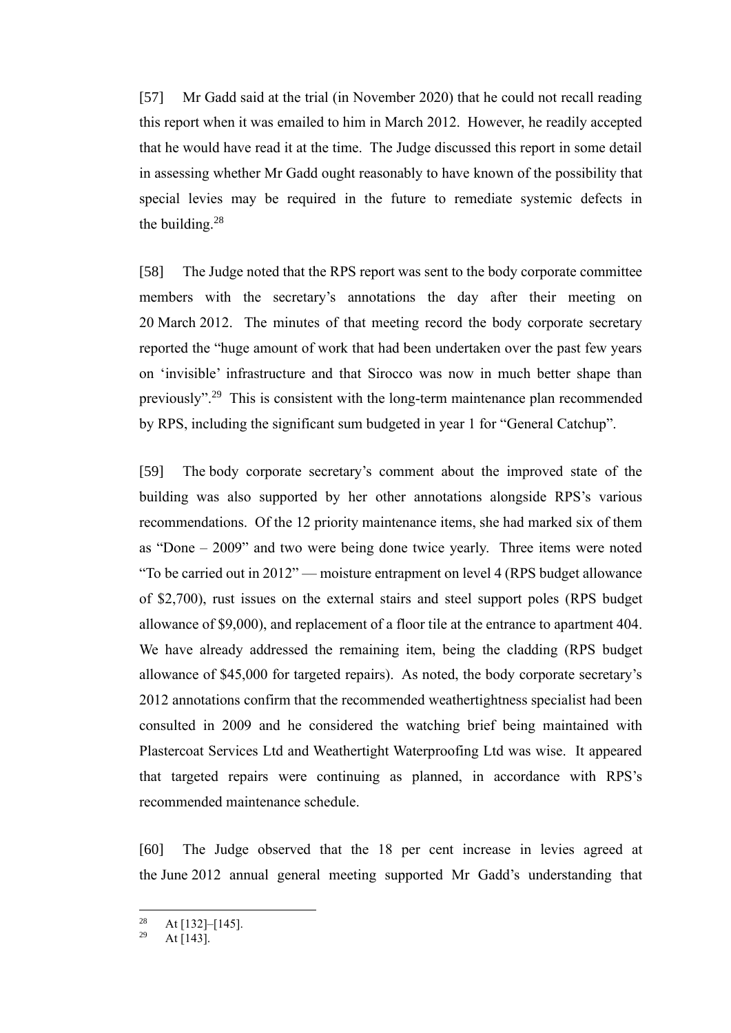[57] Mr Gadd said at the trial (in November 2020) that he could not recall reading this report when it was emailed to him in March 2012. However, he readily accepted that he would have read it at the time. The Judge discussed this report in some detail in assessing whether Mr Gadd ought reasonably to have known of the possibility that special levies may be required in the future to remediate systemic defects in the building.[28]

[58] The Judge noted that the RPS report was sent to the body corporate committee members with the secretary's annotations the day after their meeting on 20 March 2012. The minutes of that meeting record the body corporate secretary reported the "huge amount of work that had been undertaken over the past few years on 'invisible' infrastructure and that Sirocco was now in much better shape than previously".[29] This is consistent with the long-term maintenance plan recommended by RPS, including the significant sum budgeted in year 1 for "General Catchup".

[59] The body corporate secretary's comment about the improved state of the building was also supported by her other annotations alongside RPS's various recommendations. Of the 12 priority maintenance items, she had marked six of them as "Done – 2009" and two were being done twice yearly. Three items were noted "To be carried out in 2012" — moisture entrapment on level 4 (RPS budget allowance of $2,700), rust issues on the external stairs and steel support poles (RPS budget allowance of $9,000), and replacement of a floor tile at the entrance to apartment 404. We have already addressed the remaining item, being the cladding (RPS budget allowance of $45,000 for targeted repairs). As noted, the body corporate secretary's 2012 annotations confirm that the recommended weathertightness specialist had been consulted in 2009 and he considered the watching brief being maintained with Plastercoat Services Ltd and Weathertight Waterproofing Ltd was wise. It appeared that targeted repairs were continuing as planned, in accordance with RPS's recommended maintenance schedule.

[60] The Judge observed that the 18 per cent increase in levies agreed at the June 2012 annual general meeting supported Mr Gadd's understanding that

[28] At [132]–[145].

[29] At [143].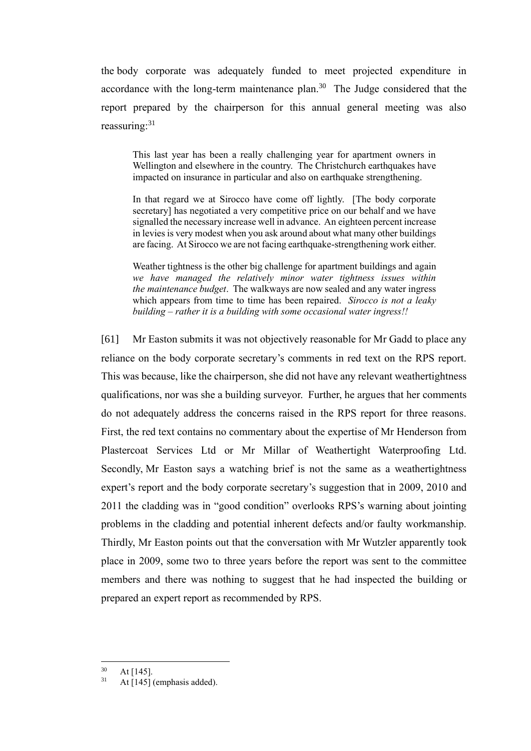the body corporate was adequately funded to meet projected expenditure in accordance with the long-term maintenance plan.[30] The Judge considered that the report prepared by the chairperson for this annual general meeting was also reassuring:[31]

> This last year has been a really challenging year for apartment owners in Wellington and elsewhere in the country. The Christchurch earthquakes have impacted on insurance in particular and also on earthquake strengthening.
>
> In that regard we at Sirocco have come off lightly. [The body corporate secretary] has negotiated a very competitive price on our behalf and we have signalled the necessary increase well in advance. An eighteen percent increase in levies is very modest when you ask around about what many other buildings are facing. At Sirocco we are not facing earthquake-strengthening work either.
>
> Weather tightness is the other big challenge for apartment buildings and again *we have managed the relatively minor water tightness issues within the maintenance budget*. The walkways are now sealed and any water ingress which appears from time to time has been repaired. *Sirocco is not a leaky building – rather it is a building with some occasional water ingress!!*

[61] Mr Easton submits it was not objectively reasonable for Mr Gadd to place any reliance on the body corporate secretary's comments in red text on the RPS report. This was because, like the chairperson, she did not have any relevant weathertightness qualifications, nor was she a building surveyor. Further, he argues that her comments do not adequately address the concerns raised in the RPS report for three reasons. First, the red text contains no commentary about the expertise of Mr Henderson from Plastercoat Services Ltd or Mr Millar of Weathertight Waterproofing Ltd. Secondly, Mr Easton says a watching brief is not the same as a weathertightness expert's report and the body corporate secretary's suggestion that in 2009, 2010 and 2011 the cladding was in "good condition" overlooks RPS's warning about jointing problems in the cladding and potential inherent defects and/or faulty workmanship. Thirdly, Mr Easton points out that the conversation with Mr Wutzler apparently took place in 2009, some two to three years before the report was sent to the committee members and there was nothing to suggest that he had inspected the building or prepared an expert report as recommended by RPS.

---

[30] At [145].

[31] At [145] (emphasis added).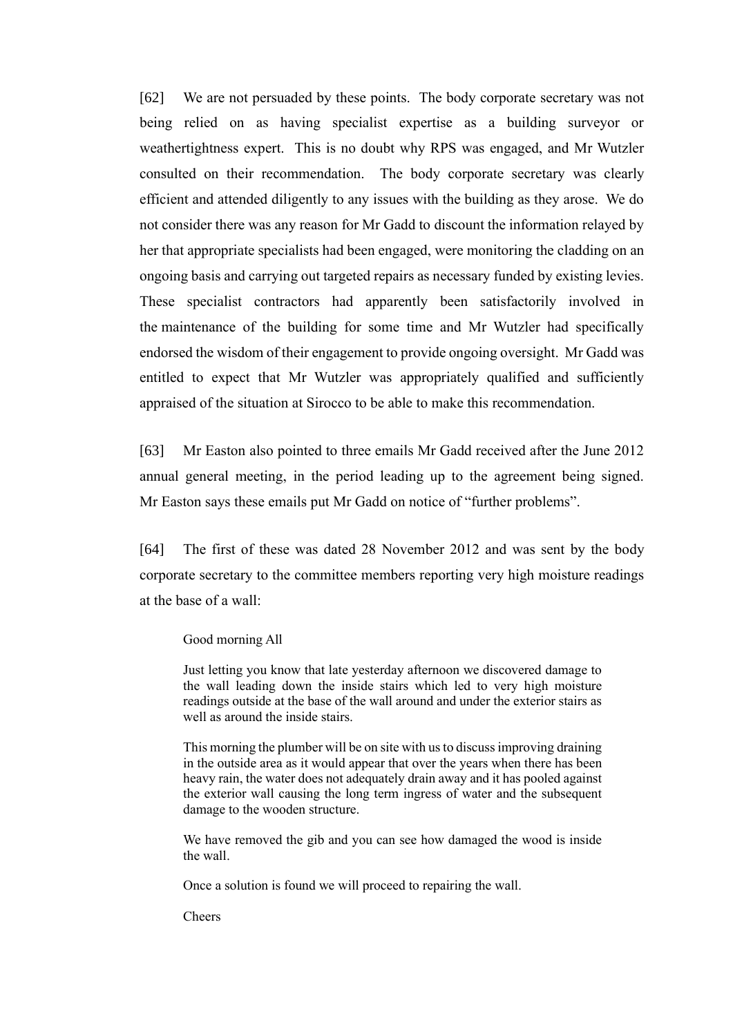[62] We are not persuaded by these points. The body corporate secretary was not being relied on as having specialist expertise as a building surveyor or weathertightness expert. This is no doubt why RPS was engaged, and Mr Wutzler consulted on their recommendation. The body corporate secretary was clearly efficient and attended diligently to any issues with the building as they arose. We do not consider there was any reason for Mr Gadd to discount the information relayed by her that appropriate specialists had been engaged, were monitoring the cladding on an ongoing basis and carrying out targeted repairs as necessary funded by existing levies. These specialist contractors had apparently been satisfactorily involved in the maintenance of the building for some time and Mr Wutzler had specifically endorsed the wisdom of their engagement to provide ongoing oversight. Mr Gadd was entitled to expect that Mr Wutzler was appropriately qualified and sufficiently appraised of the situation at Sirocco to be able to make this recommendation.

[63] Mr Easton also pointed to three emails Mr Gadd received after the June 2012 annual general meeting, in the period leading up to the agreement being signed. Mr Easton says these emails put Mr Gadd on notice of "further problems".

[64] The first of these was dated 28 November 2012 and was sent by the body corporate secretary to the committee members reporting very high moisture readings at the base of a wall:

> Good morning All
>
> Just letting you know that late yesterday afternoon we discovered damage to the wall leading down the inside stairs which led to very high moisture readings outside at the base of the wall around and under the exterior stairs as well as around the inside stairs.
>
> This morning the plumber will be on site with us to discuss improving draining in the outside area as it would appear that over the years when there has been heavy rain, the water does not adequately drain away and it has pooled against the exterior wall causing the long term ingress of water and the subsequent damage to the wooden structure.
>
> We have removed the gib and you can see how damaged the wood is inside the wall.
>
> Once a solution is found we will proceed to repairing the wall.
>
> Cheers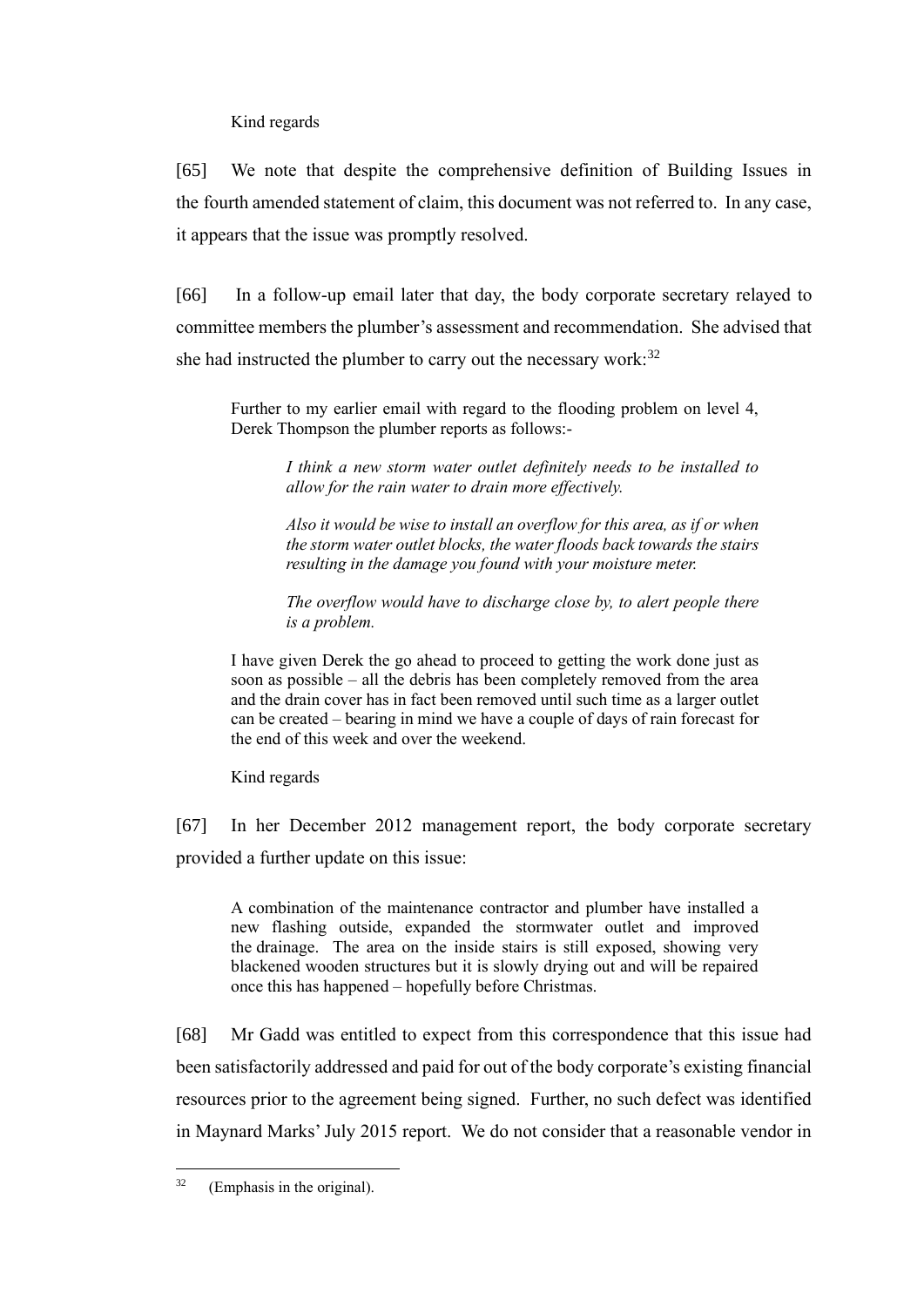Kind regards

[65] We note that despite the comprehensive definition of Building Issues in the fourth amended statement of claim, this document was not referred to. In any case, it appears that the issue was promptly resolved.

[66] In a follow-up email later that day, the body corporate secretary relayed to committee members the plumber's assessment and recommendation. She advised that she had instructed the plumber to carry out the necessary work:[32]

> Further to my earlier email with regard to the flooding problem on level 4, Derek Thompson the plumber reports as follows:-
>
> > *I think a new storm water outlet definitely needs to be installed to allow for the rain water to drain more effectively.*
> >
> > *Also it would be wise to install an overflow for this area, as if or when the storm water outlet blocks, the water floods back towards the stairs resulting in the damage you found with your moisture meter.*
> >
> > *The overflow would have to discharge close by, to alert people there is a problem.*
>
> I have given Derek the go ahead to proceed to getting the work done just as soon as possible – all the debris has been completely removed from the area and the drain cover has in fact been removed until such time as a larger outlet can be created – bearing in mind we have a couple of days of rain forecast for the end of this week and over the weekend.
>
> Kind regards

[67] In her December 2012 management report, the body corporate secretary provided a further update on this issue:

> A combination of the maintenance contractor and plumber have installed a new flashing outside, expanded the stormwater outlet and improved the drainage. The area on the inside stairs is still exposed, showing very blackened wooden structures but it is slowly drying out and will be repaired once this has happened – hopefully before Christmas.

[68] Mr Gadd was entitled to expect from this correspondence that this issue had been satisfactorily addressed and paid for out of the body corporate's existing financial resources prior to the agreement being signed. Further, no such defect was identified in Maynard Marks' July 2015 report. We do not consider that a reasonable vendor in

---

[32] (Emphasis in the original).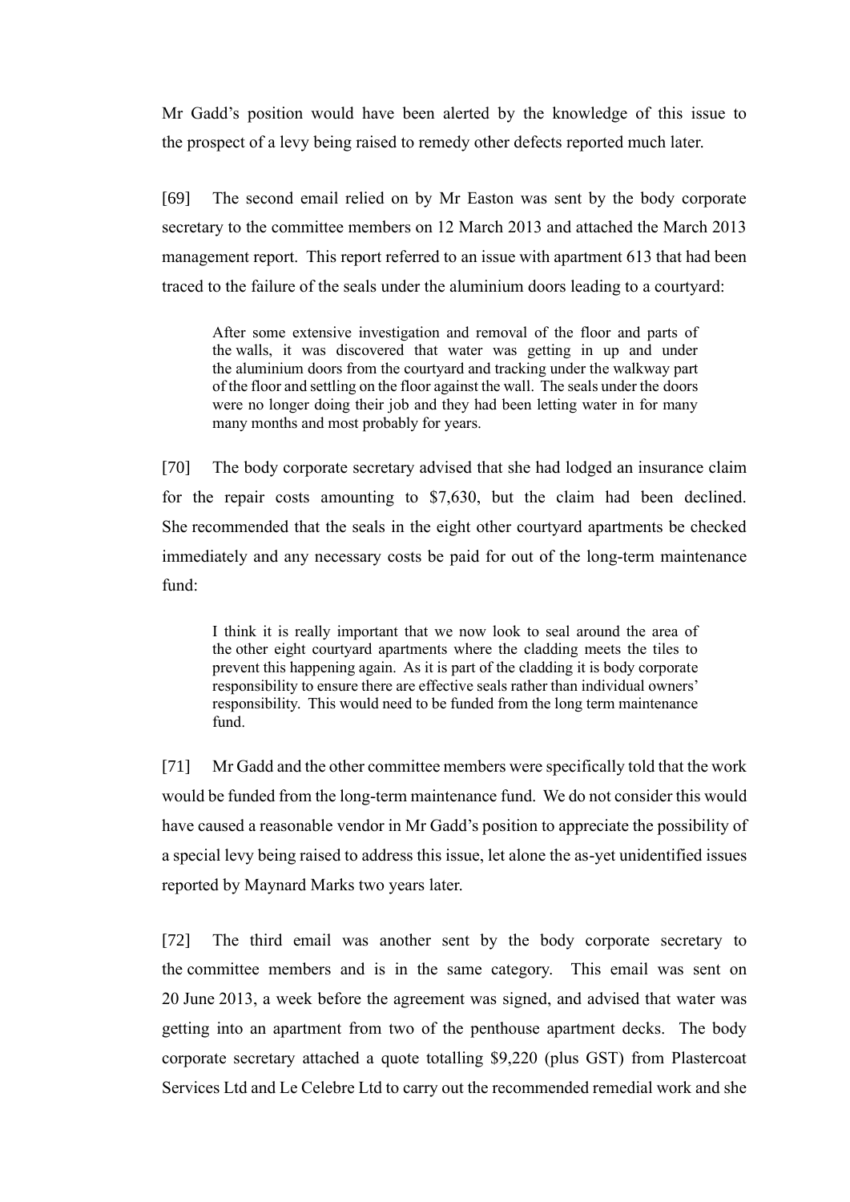Mr Gadd's position would have been alerted by the knowledge of this issue to the prospect of a levy being raised to remedy other defects reported much later.

[69] The second email relied on by Mr Easton was sent by the body corporate secretary to the committee members on 12 March 2013 and attached the March 2013 management report. This report referred to an issue with apartment 613 that had been traced to the failure of the seals under the aluminium doors leading to a courtyard:

> After some extensive investigation and removal of the floor and parts of the walls, it was discovered that water was getting in up and under the aluminium doors from the courtyard and tracking under the walkway part of the floor and settling on the floor against the wall. The seals under the doors were no longer doing their job and they had been letting water in for many many months and most probably for years.

[70] The body corporate secretary advised that she had lodged an insurance claim for the repair costs amounting to $7,630, but the claim had been declined. She recommended that the seals in the eight other courtyard apartments be checked immediately and any necessary costs be paid for out of the long-term maintenance fund:

> I think it is really important that we now look to seal around the area of the other eight courtyard apartments where the cladding meets the tiles to prevent this happening again. As it is part of the cladding it is body corporate responsibility to ensure there are effective seals rather than individual owners' responsibility. This would need to be funded from the long term maintenance fund.

[71] Mr Gadd and the other committee members were specifically told that the work would be funded from the long-term maintenance fund. We do not consider this would have caused a reasonable vendor in Mr Gadd's position to appreciate the possibility of a special levy being raised to address this issue, let alone the as-yet unidentified issues reported by Maynard Marks two years later.

[72] The third email was another sent by the body corporate secretary to the committee members and is in the same category. This email was sent on 20 June 2013, a week before the agreement was signed, and advised that water was getting into an apartment from two of the penthouse apartment decks. The body corporate secretary attached a quote totalling $9,220 (plus GST) from Plastercoat Services Ltd and Le Celebre Ltd to carry out the recommended remedial work and she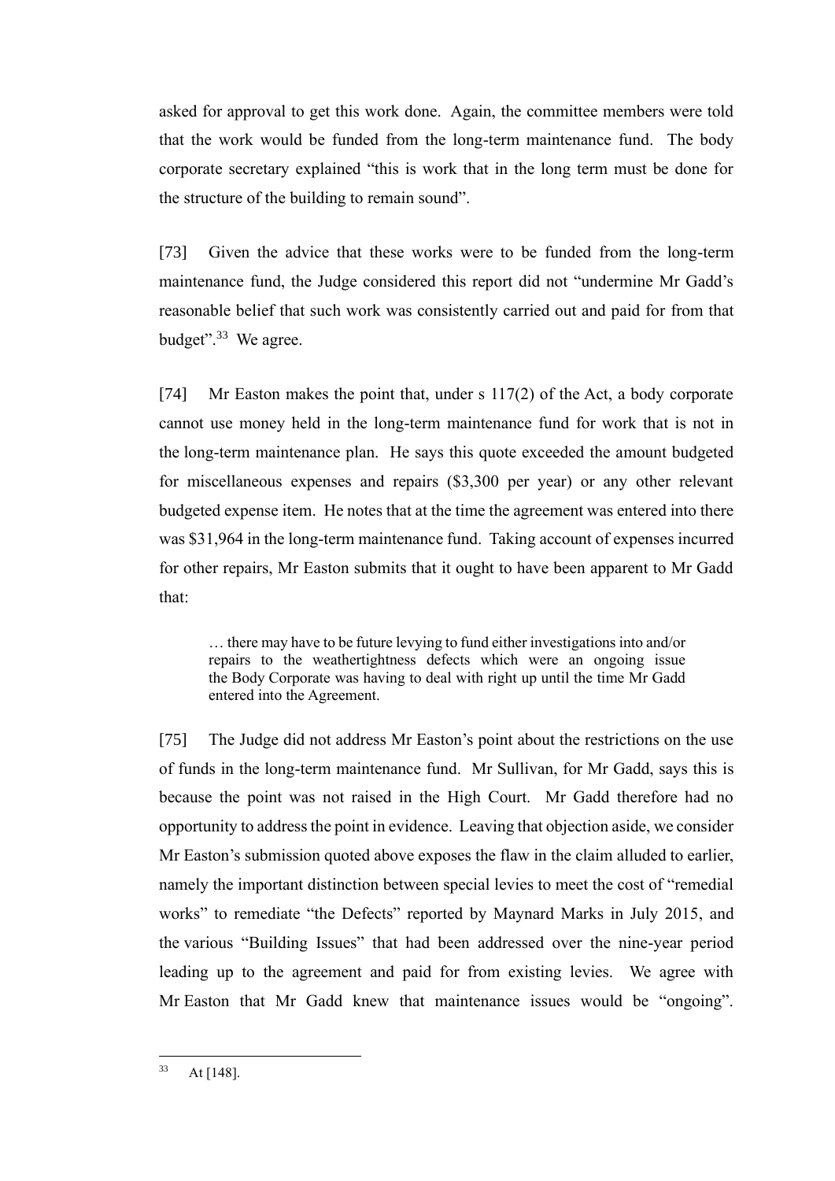asked for approval to get this work done. Again, the committee members were told that the work would be funded from the long-term maintenance fund. The body corporate secretary explained "this is work that in the long term must be done for the structure of the building to remain sound".

[73] Given the advice that these works were to be funded from the long-term maintenance fund, the Judge considered this report did not "undermine Mr Gadd's reasonable belief that such work was consistently carried out and paid for from that budget".[33] We agree.

[74] Mr Easton makes the point that, under s 117(2) of the Act, a body corporate cannot use money held in the long-term maintenance fund for work that is not in the long-term maintenance plan. He says this quote exceeded the amount budgeted for miscellaneous expenses and repairs ($3,300 per year) or any other relevant budgeted expense item. He notes that at the time the agreement was entered into there was $31,964 in the long-term maintenance fund. Taking account of expenses incurred for other repairs, Mr Easton submits that it ought to have been apparent to Mr Gadd that:

> … there may have to be future levying to fund either investigations into and/or repairs to the weathertightness defects which were an ongoing issue the Body Corporate was having to deal with right up until the time Mr Gadd entered into the Agreement.

[75] The Judge did not address Mr Easton's point about the restrictions on the use of funds in the long-term maintenance fund. Mr Sullivan, for Mr Gadd, says this is because the point was not raised in the High Court. Mr Gadd therefore had no opportunity to address the point in evidence. Leaving that objection aside, we consider Mr Easton's submission quoted above exposes the flaw in the claim alluded to earlier, namely the important distinction between special levies to meet the cost of "remedial works" to remediate "the Defects" reported by Maynard Marks in July 2015, and the various "Building Issues" that had been addressed over the nine-year period leading up to the agreement and paid for from existing levies. We agree with Mr Easton that Mr Gadd knew that maintenance issues would be "ongoing".

[33] At [148].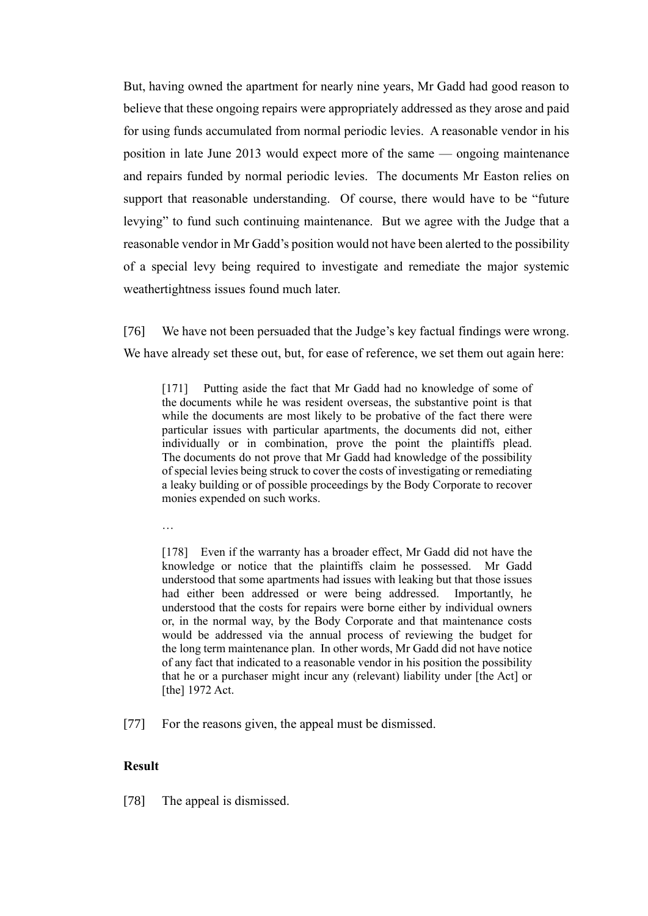But, having owned the apartment for nearly nine years, Mr Gadd had good reason to believe that these ongoing repairs were appropriately addressed as they arose and paid for using funds accumulated from normal periodic levies. A reasonable vendor in his position in late June 2013 would expect more of the same — ongoing maintenance and repairs funded by normal periodic levies. The documents Mr Easton relies on support that reasonable understanding. Of course, there would have to be "future levying" to fund such continuing maintenance. But we agree with the Judge that a reasonable vendor in Mr Gadd's position would not have been alerted to the possibility of a special levy being required to investigate and remediate the major systemic weathertightness issues found much later.

[76] We have not been persuaded that the Judge's key factual findings were wrong. We have already set these out, but, for ease of reference, we set them out again here:

> [171] Putting aside the fact that Mr Gadd had no knowledge of some of the documents while he was resident overseas, the substantive point is that while the documents are most likely to be probative of the fact there were particular issues with particular apartments, the documents did not, either individually or in combination, prove the point the plaintiffs plead. The documents do not prove that Mr Gadd had knowledge of the possibility of special levies being struck to cover the costs of investigating or remediating a leaky building or of possible proceedings by the Body Corporate to recover monies expended on such works.
>
> …
>
> [178] Even if the warranty has a broader effect, Mr Gadd did not have the knowledge or notice that the plaintiffs claim he possessed. Mr Gadd understood that some apartments had issues with leaking but that those issues had either been addressed or were being addressed. Importantly, he understood that the costs for repairs were borne either by individual owners or, in the normal way, by the Body Corporate and that maintenance costs would be addressed via the annual process of reviewing the budget for the long term maintenance plan. In other words, Mr Gadd did not have notice of any fact that indicated to a reasonable vendor in his position the possibility that he or a purchaser might incur any (relevant) liability under [the Act] or [the] 1972 Act.

[77] For the reasons given, the appeal must be dismissed.

**Result**

[78] The appeal is dismissed.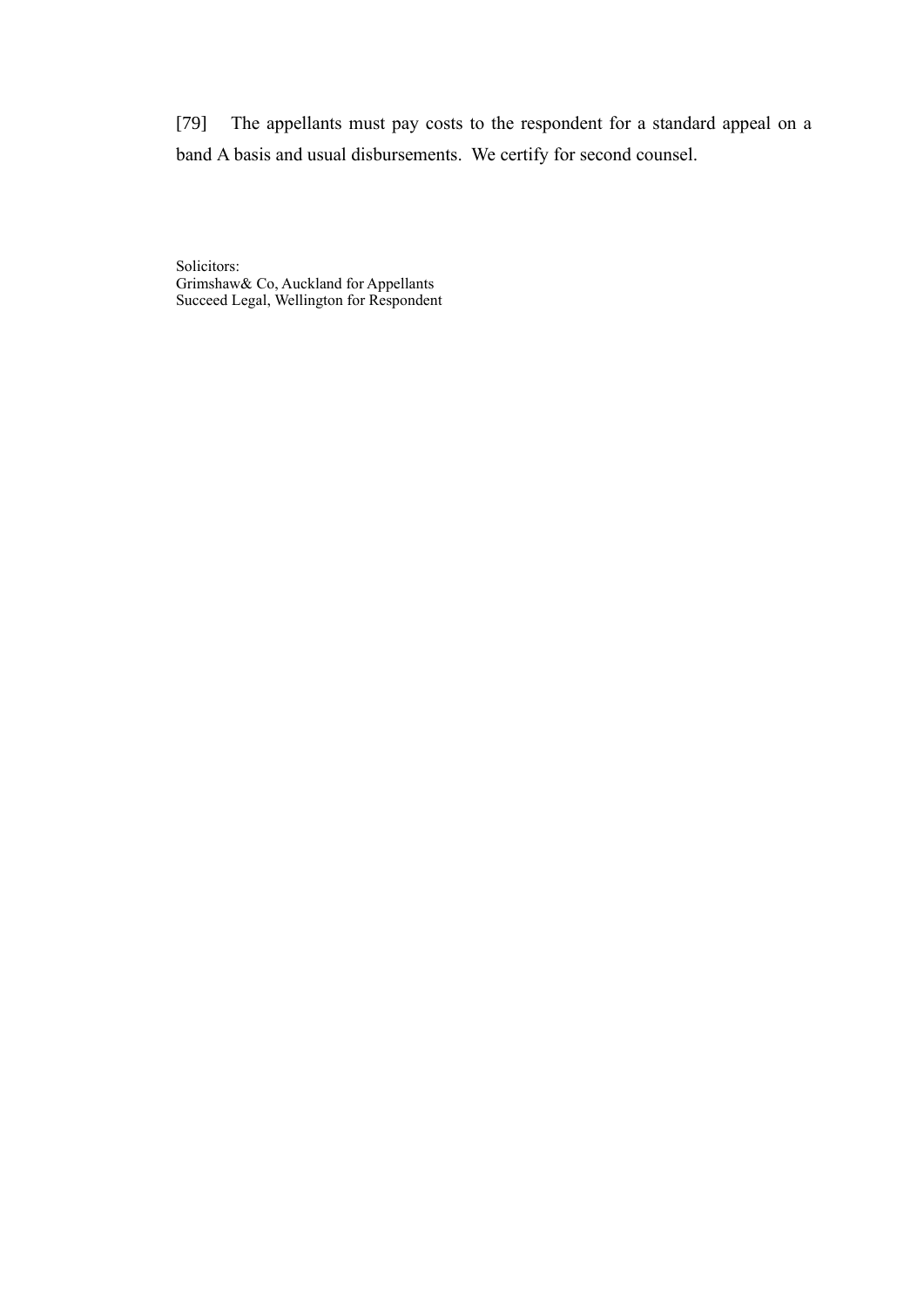[79] The appellants must pay costs to the respondent for a standard appeal on a band A basis and usual disbursements. We certify for second counsel.

Solicitors:
Grimshaw& Co, Auckland for Appellants
Succeed Legal, Wellington for Respondent